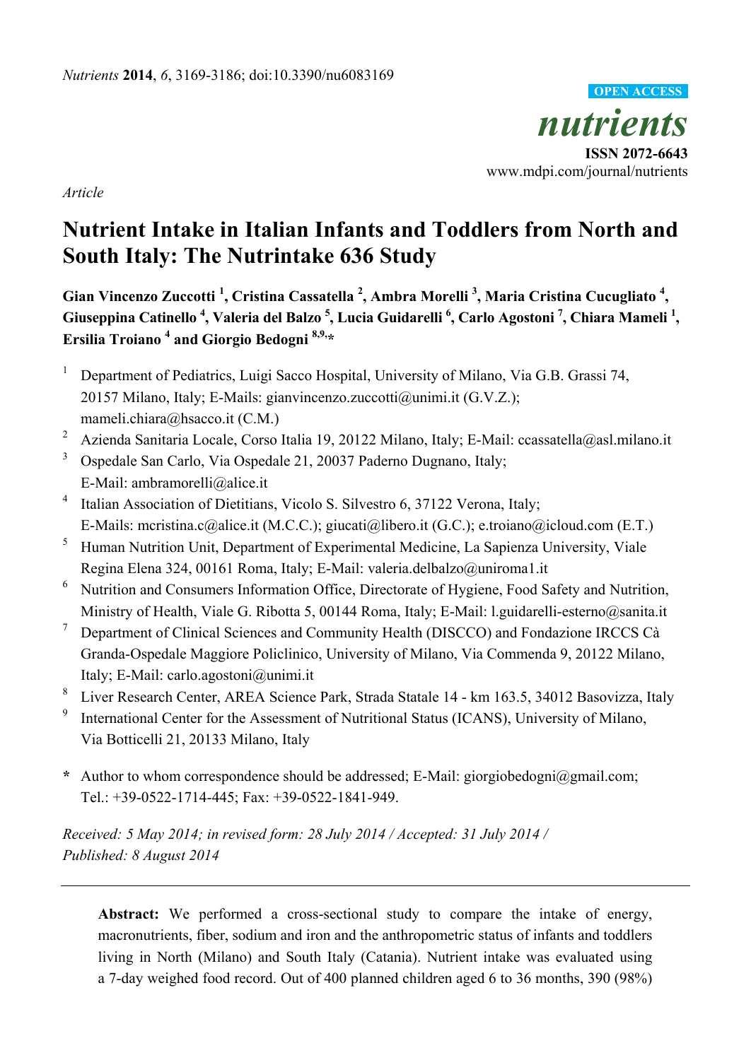*Nutrients* **2014**, *6*, 3169-3186; doi:10.3390/nu6083169

OPEN ACCESS

*nutrients*

**ISSN 2072-6643**

www.mdpi.com/journal/nutrients

*Article*

# Nutrient Intake in Italian Infants and Toddlers from North and South Italy: The Nutrintake 636 Study

**Gian Vincenzo Zuccotti [1], Cristina Cassatella [2], Ambra Morelli [3], Maria Cristina Cucugliato [4], Giuseppina Catinello [4], Valeria del Balzo [5], Lucia Guidarelli [6], Carlo Agostoni [7], Chiara Mameli [1], Ersilia Troiano [4] and Giorgio Bedogni [8,9,*]**

[1] Department of Pediatrics, Luigi Sacco Hospital, University of Milano, Via G.B. Grassi 74, 20157 Milano, Italy; E-Mails: gianvincenzo.zuccotti@unimi.it (G.V.Z.); mameli.chiara@hsacco.it (C.M.)

[2] Azienda Sanitaria Locale, Corso Italia 19, 20122 Milano, Italy; E-Mail: ccassatella@asl.milano.it

[3] Ospedale San Carlo, Via Ospedale 21, 20037 Paderno Dugnano, Italy; E-Mail: ambramorelli@alice.it

[4] Italian Association of Dietitians, Vicolo S. Silvestro 6, 37122 Verona, Italy; E-Mails: mcristina.c@alice.it (M.C.C.); giucati@libero.it (G.C.); e.troiano@icloud.com (E.T.)

[5] Human Nutrition Unit, Department of Experimental Medicine, La Sapienza University, Viale Regina Elena 324, 00161 Roma, Italy; E-Mail: valeria.delbalzo@uniroma1.it

[6] Nutrition and Consumers Information Office, Directorate of Hygiene, Food Safety and Nutrition, Ministry of Health, Viale G. Ribotta 5, 00144 Roma, Italy; E-Mail: l.guidarelli-esterno@sanita.it

[7] Department of Clinical Sciences and Community Health (DISCCO) and Fondazione IRCCS Cà Granda-Ospedale Maggiore Policlinico, University of Milano, Via Commenda 9, 20122 Milano, Italy; E-Mail: carlo.agostoni@unimi.it

[8] Liver Research Center, AREA Science Park, Strada Statale 14 - km 163.5, 34012 Basovizza, Italy

[9] International Center for the Assessment of Nutritional Status (ICANS), University of Milano, Via Botticelli 21, 20133 Milano, Italy

**\*** Author to whom correspondence should be addressed; E-Mail: giorgiobedogni@gmail.com; Tel.: +39-0522-1714-445; Fax: +39-0522-1841-949.

*Received: 5 May 2014; in revised form: 28 July 2014 / Accepted: 31 July 2014 / Published: 8 August 2014*

---

**Abstract:** We performed a cross-sectional study to compare the intake of energy, macronutrients, fiber, sodium and iron and the anthropometric status of infants and toddlers living in North (Milano) and South Italy (Catania). Nutrient intake was evaluated using a 7-day weighed food record. Out of 400 planned children aged 6 to 36 months, 390 (98%)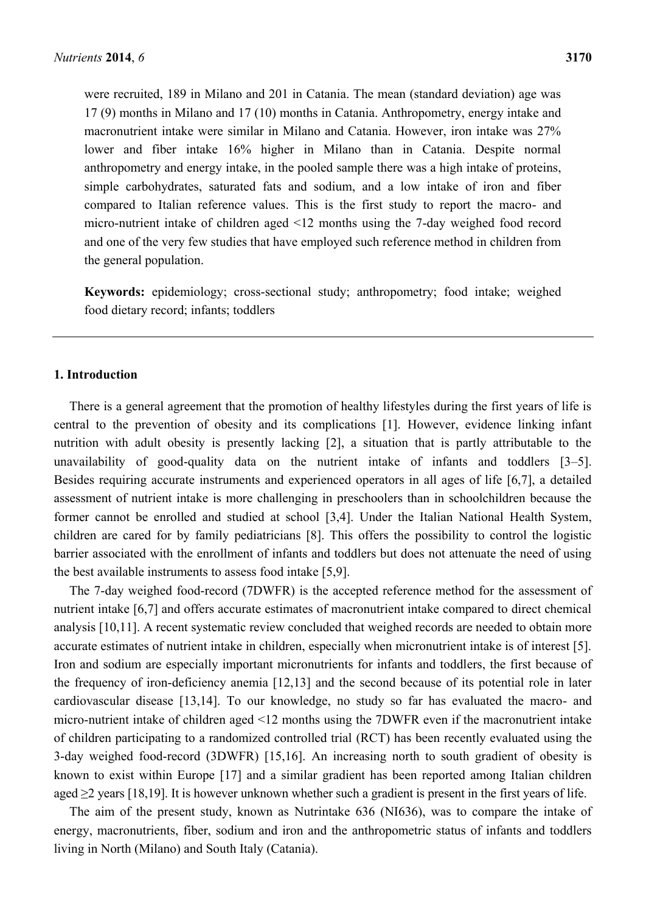were recruited, 189 in Milano and 201 in Catania. The mean (standard deviation) age was 17 (9) months in Milano and 17 (10) months in Catania. Anthropometry, energy intake and macronutrient intake were similar in Milano and Catania. However, iron intake was 27% lower and fiber intake 16% higher in Milano than in Catania. Despite normal anthropometry and energy intake, in the pooled sample there was a high intake of proteins, simple carbohydrates, saturated fats and sodium, and a low intake of iron and fiber compared to Italian reference values. This is the first study to report the macro- and micro-nutrient intake of children aged <12 months using the 7-day weighed food record and one of the very few studies that have employed such reference method in children from the general population.

**Keywords:** epidemiology; cross-sectional study; anthropometry; food intake; weighed food dietary record; infants; toddlers

## 1. Introduction

There is a general agreement that the promotion of healthy lifestyles during the first years of life is central to the prevention of obesity and its complications [1]. However, evidence linking infant nutrition with adult obesity is presently lacking [2], a situation that is partly attributable to the unavailability of good-quality data on the nutrient intake of infants and toddlers [3–5]. Besides requiring accurate instruments and experienced operators in all ages of life [6,7], a detailed assessment of nutrient intake is more challenging in preschoolers than in schoolchildren because the former cannot be enrolled and studied at school [3,4]. Under the Italian National Health System, children are cared for by family pediatricians [8]. This offers the possibility to control the logistic barrier associated with the enrollment of infants and toddlers but does not attenuate the need of using the best available instruments to assess food intake [5,9].

The 7-day weighed food-record (7DWFR) is the accepted reference method for the assessment of nutrient intake [6,7] and offers accurate estimates of macronutrient intake compared to direct chemical analysis [10,11]. A recent systematic review concluded that weighed records are needed to obtain more accurate estimates of nutrient intake in children, especially when micronutrient intake is of interest [5]. Iron and sodium are especially important micronutrients for infants and toddlers, the first because of the frequency of iron-deficiency anemia [12,13] and the second because of its potential role in later cardiovascular disease [13,14]. To our knowledge, no study so far has evaluated the macro- and micro-nutrient intake of children aged <12 months using the 7DWFR even if the macronutrient intake of children participating to a randomized controlled trial (RCT) has been recently evaluated using the 3-day weighed food-record (3DWFR) [15,16]. An increasing north to south gradient of obesity is known to exist within Europe [17] and a similar gradient has been reported among Italian children aged ≥2 years [18,19]. It is however unknown whether such a gradient is present in the first years of life.

The aim of the present study, known as Nutrintake 636 (NI636), was to compare the intake of energy, macronutrients, fiber, sodium and iron and the anthropometric status of infants and toddlers living in North (Milano) and South Italy (Catania).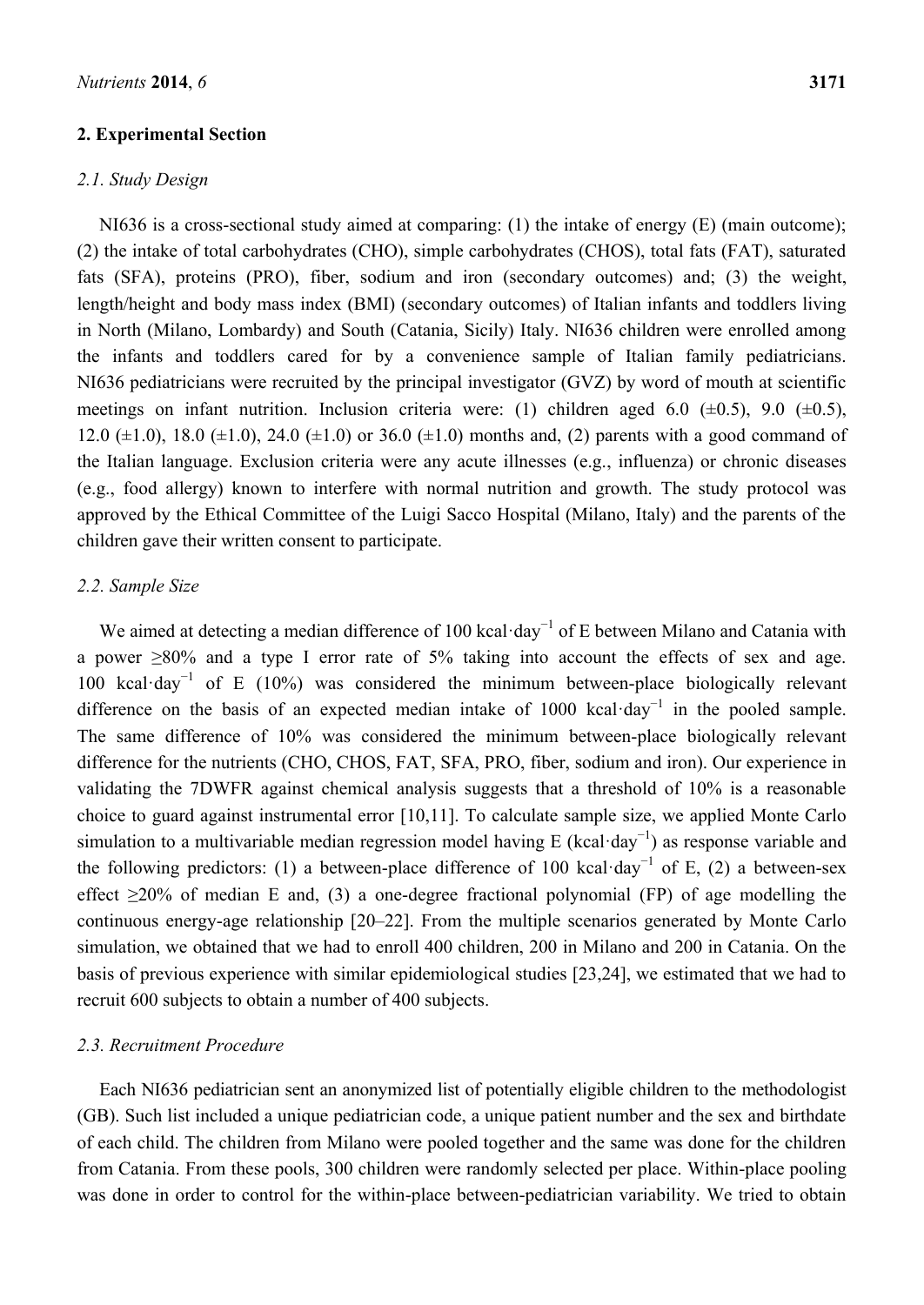## 2. Experimental Section

### 2.1. Study Design

NI636 is a cross-sectional study aimed at comparing: (1) the intake of energy (E) (main outcome); (2) the intake of total carbohydrates (CHO), simple carbohydrates (CHOS), total fats (FAT), saturated fats (SFA), proteins (PRO), fiber, sodium and iron (secondary outcomes) and; (3) the weight, length/height and body mass index (BMI) (secondary outcomes) of Italian infants and toddlers living in North (Milano, Lombardy) and South (Catania, Sicily) Italy. NI636 children were enrolled among the infants and toddlers cared for by a convenience sample of Italian family pediatricians. NI636 pediatricians were recruited by the principal investigator (GVZ) by word of mouth at scientific meetings on infant nutrition. Inclusion criteria were: (1) children aged 6.0 (±0.5), 9.0 (±0.5), 12.0 (±1.0), 18.0 (±1.0), 24.0 (±1.0) or 36.0 (±1.0) months and, (2) parents with a good command of the Italian language. Exclusion criteria were any acute illnesses (e.g., influenza) or chronic diseases (e.g., food allergy) known to interfere with normal nutrition and growth. The study protocol was approved by the Ethical Committee of the Luigi Sacco Hospital (Milano, Italy) and the parents of the children gave their written consent to participate.

### 2.2. Sample Size

We aimed at detecting a median difference of 100 kcal·day$^{-1}$ of E between Milano and Catania with a power ≥80% and a type I error rate of 5% taking into account the effects of sex and age. 100 kcal·day$^{-1}$ of E (10%) was considered the minimum between-place biologically relevant difference on the basis of an expected median intake of 1000 kcal·day$^{-1}$ in the pooled sample. The same difference of 10% was considered the minimum between-place biologically relevant difference for the nutrients (CHO, CHOS, FAT, SFA, PRO, fiber, sodium and iron). Our experience in validating the 7DWFR against chemical analysis suggests that a threshold of 10% is a reasonable choice to guard against instrumental error [10,11]. To calculate sample size, we applied Monte Carlo simulation to a multivariable median regression model having E (kcal·day$^{-1}$) as response variable and the following predictors: (1) a between-place difference of 100 kcal·day$^{-1}$ of E, (2) a between-sex effect ≥20% of median E and, (3) a one-degree fractional polynomial (FP) of age modelling the continuous energy-age relationship [20–22]. From the multiple scenarios generated by Monte Carlo simulation, we obtained that we had to enroll 400 children, 200 in Milano and 200 in Catania. On the basis of previous experience with similar epidemiological studies [23,24], we estimated that we had to recruit 600 subjects to obtain a number of 400 subjects.

### 2.3. Recruitment Procedure

Each NI636 pediatrician sent an anonymized list of potentially eligible children to the methodologist (GB). Such list included a unique pediatrician code, a unique patient number and the sex and birthdate of each child. The children from Milano were pooled together and the same was done for the children from Catania. From these pools, 300 children were randomly selected per place. Within-place pooling was done in order to control for the within-place between-pediatrician variability. We tried to obtain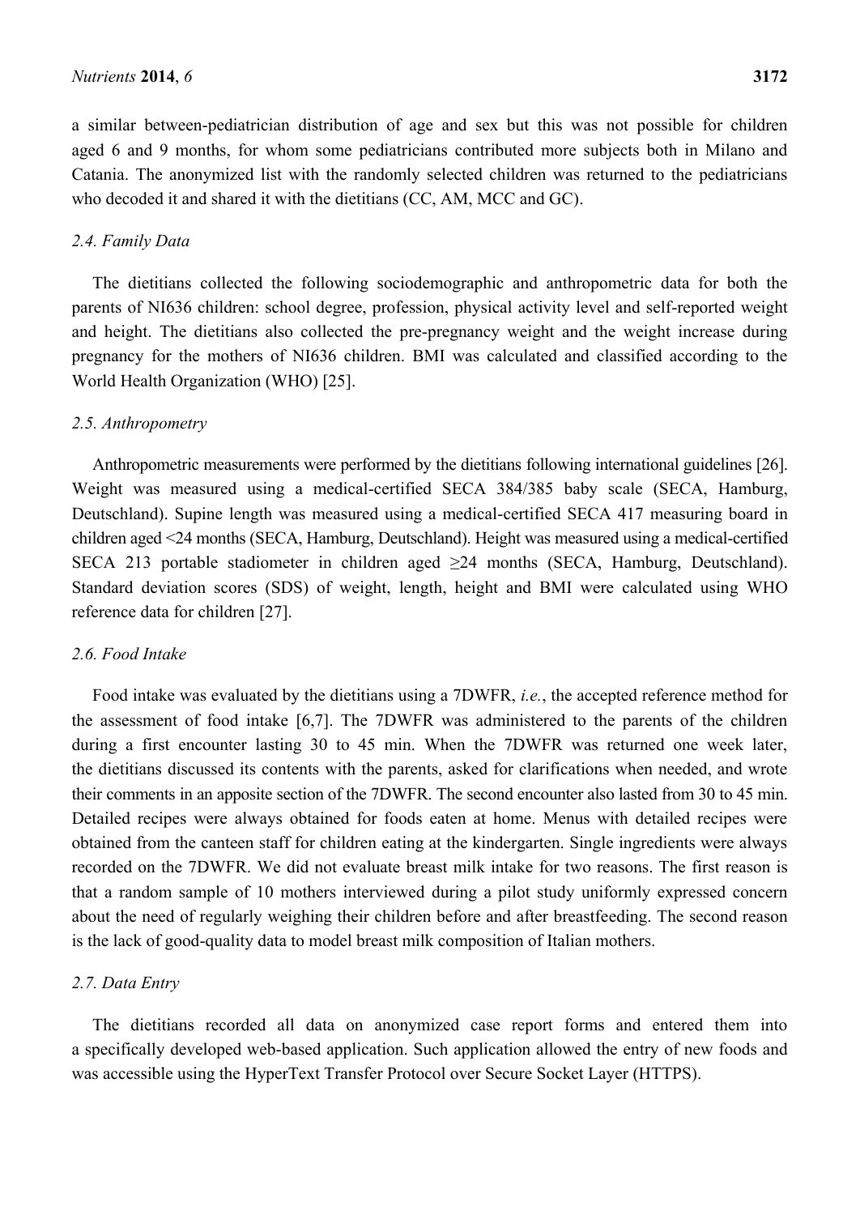a similar between-pediatrician distribution of age and sex but this was not possible for children aged 6 and 9 months, for whom some pediatricians contributed more subjects both in Milano and Catania. The anonymized list with the randomly selected children was returned to the pediatricians who decoded it and shared it with the dietitians (CC, AM, MCC and GC).

### *2.4. Family Data*

The dietitians collected the following sociodemographic and anthropometric data for both the parents of NI636 children: school degree, profession, physical activity level and self-reported weight and height. The dietitians also collected the pre-pregnancy weight and the weight increase during pregnancy for the mothers of NI636 children. BMI was calculated and classified according to the World Health Organization (WHO) [25].

### *2.5. Anthropometry*

Anthropometric measurements were performed by the dietitians following international guidelines [26]. Weight was measured using a medical-certified SECA 384/385 baby scale (SECA, Hamburg, Deutschland). Supine length was measured using a medical-certified SECA 417 measuring board in children aged <24 months (SECA, Hamburg, Deutschland). Height was measured using a medical-certified SECA 213 portable stadiometer in children aged ≥24 months (SECA, Hamburg, Deutschland). Standard deviation scores (SDS) of weight, length, height and BMI were calculated using WHO reference data for children [27].

### *2.6. Food Intake*

Food intake was evaluated by the dietitians using a 7DWFR, *i.e.*, the accepted reference method for the assessment of food intake [6,7]. The 7DWFR was administered to the parents of the children during a first encounter lasting 30 to 45 min. When the 7DWFR was returned one week later, the dietitians discussed its contents with the parents, asked for clarifications when needed, and wrote their comments in an apposite section of the 7DWFR. The second encounter also lasted from 30 to 45 min. Detailed recipes were always obtained for foods eaten at home. Menus with detailed recipes were obtained from the canteen staff for children eating at the kindergarten. Single ingredients were always recorded on the 7DWFR. We did not evaluate breast milk intake for two reasons. The first reason is that a random sample of 10 mothers interviewed during a pilot study uniformly expressed concern about the need of regularly weighing their children before and after breastfeeding. The second reason is the lack of good-quality data to model breast milk composition of Italian mothers.

### *2.7. Data Entry*

The dietitians recorded all data on anonymized case report forms and entered them into a specifically developed web-based application. Such application allowed the entry of new foods and was accessible using the HyperText Transfer Protocol over Secure Socket Layer (HTTPS).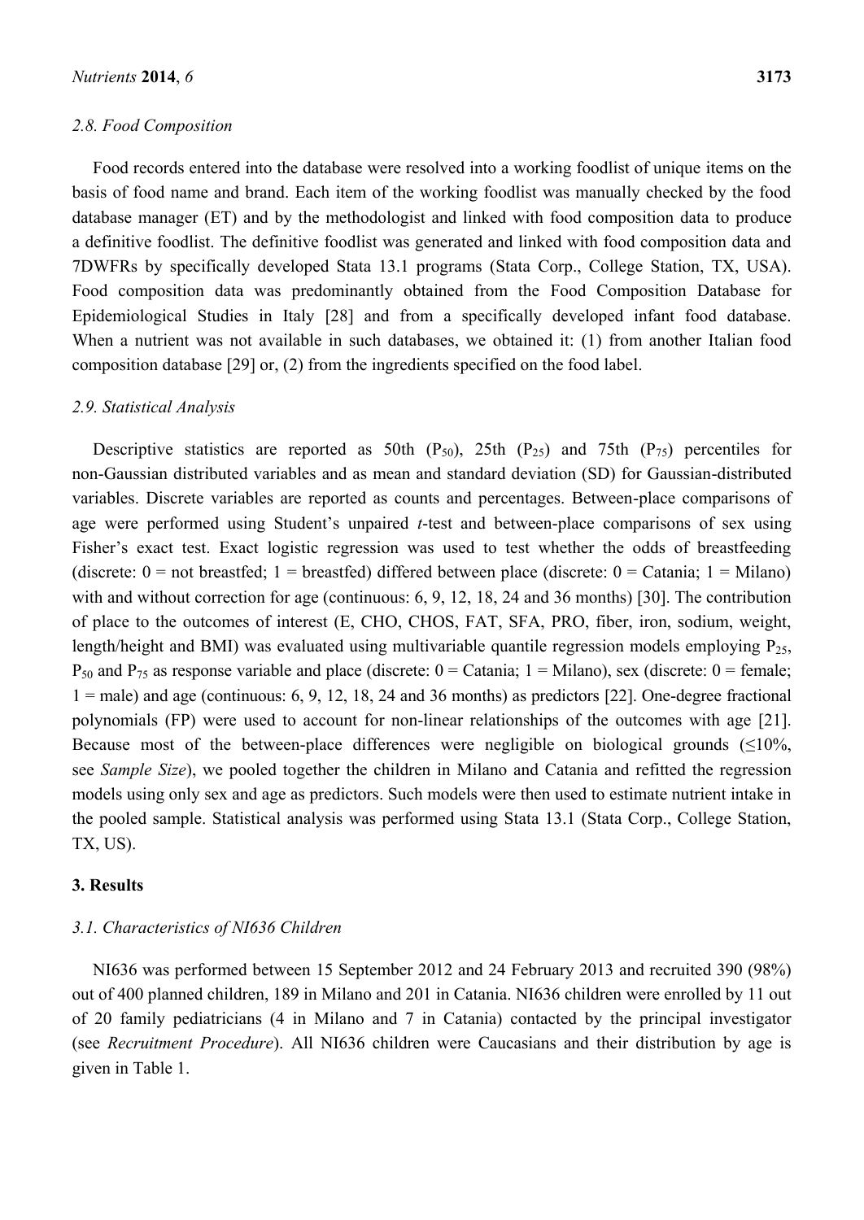### 2.8. Food Composition

Food records entered into the database were resolved into a working foodlist of unique items on the basis of food name and brand. Each item of the working foodlist was manually checked by the food database manager (ET) and by the methodologist and linked with food composition data to produce a definitive foodlist. The definitive foodlist was generated and linked with food composition data and 7DWFRs by specifically developed Stata 13.1 programs (Stata Corp., College Station, TX, USA). Food composition data was predominantly obtained from the Food Composition Database for Epidemiological Studies in Italy [28] and from a specifically developed infant food database. When a nutrient was not available in such databases, we obtained it: (1) from another Italian food composition database [29] or, (2) from the ingredients specified on the food label.

### 2.9. Statistical Analysis

Descriptive statistics are reported as 50th ($P_{50}$), 25th ($P_{25}$) and 75th ($P_{75}$) percentiles for non-Gaussian distributed variables and as mean and standard deviation (SD) for Gaussian-distributed variables. Discrete variables are reported as counts and percentages. Between-place comparisons of age were performed using Student's unpaired *t*-test and between-place comparisons of sex using Fisher's exact test. Exact logistic regression was used to test whether the odds of breastfeeding (discrete: 0 = not breastfed; 1 = breastfed) differed between place (discrete: 0 = Catania; 1 = Milano) with and without correction for age (continuous: 6, 9, 12, 18, 24 and 36 months) [30]. The contribution of place to the outcomes of interest (E, CHO, CHOS, FAT, SFA, PRO, fiber, iron, sodium, weight, length/height and BMI) was evaluated using multivariable quantile regression models employing $P_{25}$, $P_{50}$ and $P_{75}$ as response variable and place (discrete: 0 = Catania; 1 = Milano), sex (discrete: 0 = female; 1 = male) and age (continuous: 6, 9, 12, 18, 24 and 36 months) as predictors [22]. One-degree fractional polynomials (FP) were used to account for non-linear relationships of the outcomes with age [21]. Because most of the between-place differences were negligible on biological grounds (≤10%, see *Sample Size*), we pooled together the children in Milano and Catania and refitted the regression models using only sex and age as predictors. Such models were then used to estimate nutrient intake in the pooled sample. Statistical analysis was performed using Stata 13.1 (Stata Corp., College Station, TX, US).

## 3. Results

### 3.1. Characteristics of NI636 Children

NI636 was performed between 15 September 2012 and 24 February 2013 and recruited 390 (98%) out of 400 planned children, 189 in Milano and 201 in Catania. NI636 children were enrolled by 11 out of 20 family pediatricians (4 in Milano and 7 in Catania) contacted by the principal investigator (see *Recruitment Procedure*). All NI636 children were Caucasians and their distribution by age is given in Table 1.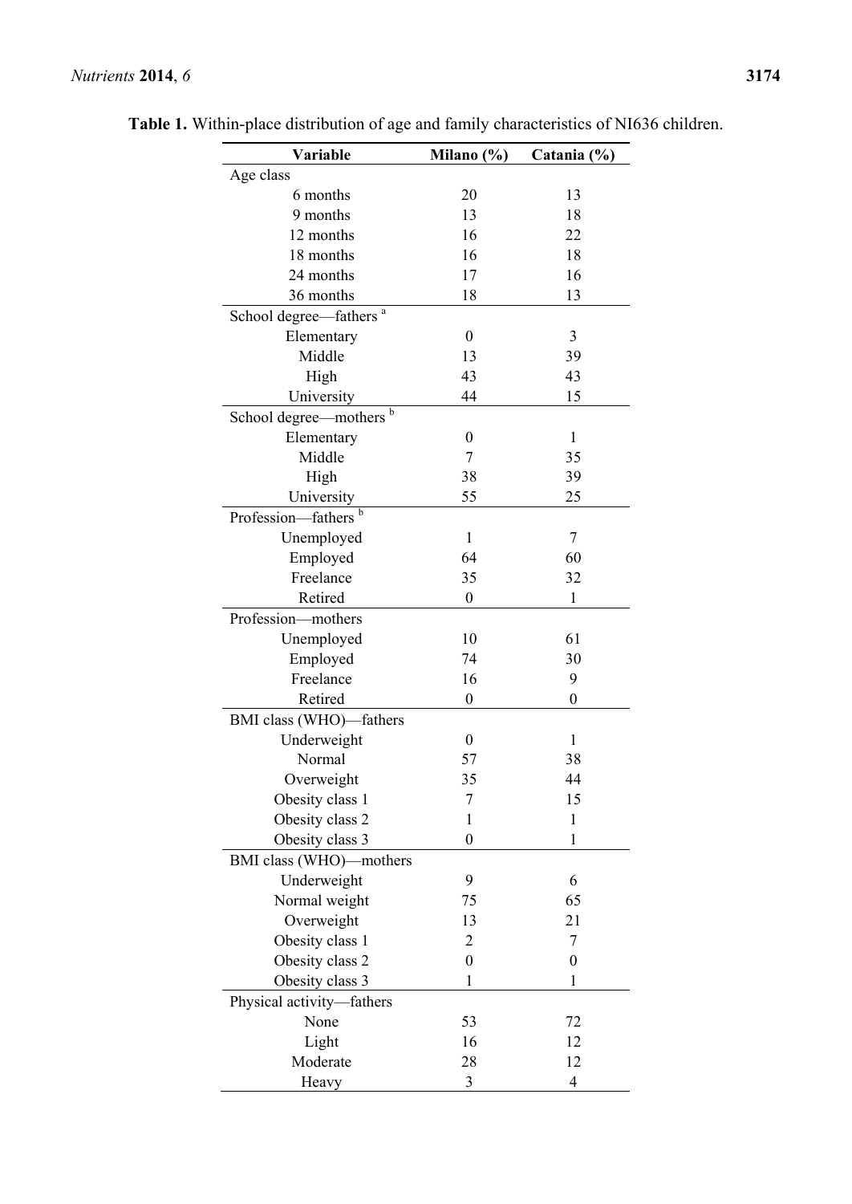**Table 1.** Within-place distribution of age and family characteristics of NI636 children.

| Variable | Milano (%) | Catania (%) |
|---|---|---|
| Age class | | |
| 6 months | 20 | 13 |
| 9 months | 13 | 18 |
| 12 months | 16 | 22 |
| 18 months | 16 | 18 |
| 24 months | 17 | 16 |
| 36 months | 18 | 13 |
| School degree—fathers [a] | | |
| Elementary | 0 | 3 |
| Middle | 13 | 39 |
| High | 43 | 43 |
| University | 44 | 15 |
| School degree—mothers [b] | | |
| Elementary | 0 | 1 |
| Middle | 7 | 35 |
| High | 38 | 39 |
| University | 55 | 25 |
| Profession—fathers [b] | | |
| Unemployed | 1 | 7 |
| Employed | 64 | 60 |
| Freelance | 35 | 32 |
| Retired | 0 | 1 |
| Profession—mothers | | |
| Unemployed | 10 | 61 |
| Employed | 74 | 30 |
| Freelance | 16 | 9 |
| Retired | 0 | 0 |
| BMI class (WHO)—fathers | | |
| Underweight | 0 | 1 |
| Normal | 57 | 38 |
| Overweight | 35 | 44 |
| Obesity class 1 | 7 | 15 |
| Obesity class 2 | 1 | 1 |
| Obesity class 3 | 0 | 1 |
| BMI class (WHO)—mothers | | |
| Underweight | 9 | 6 |
| Normal weight | 75 | 65 |
| Overweight | 13 | 21 |
| Obesity class 1 | 2 | 7 |
| Obesity class 2 | 0 | 0 |
| Obesity class 3 | 1 | 1 |
| Physical activity—fathers | | |
| None | 53 | 72 |
| Light | 16 | 12 |
| Moderate | 28 | 12 |
| Heavy | 3 | 4 |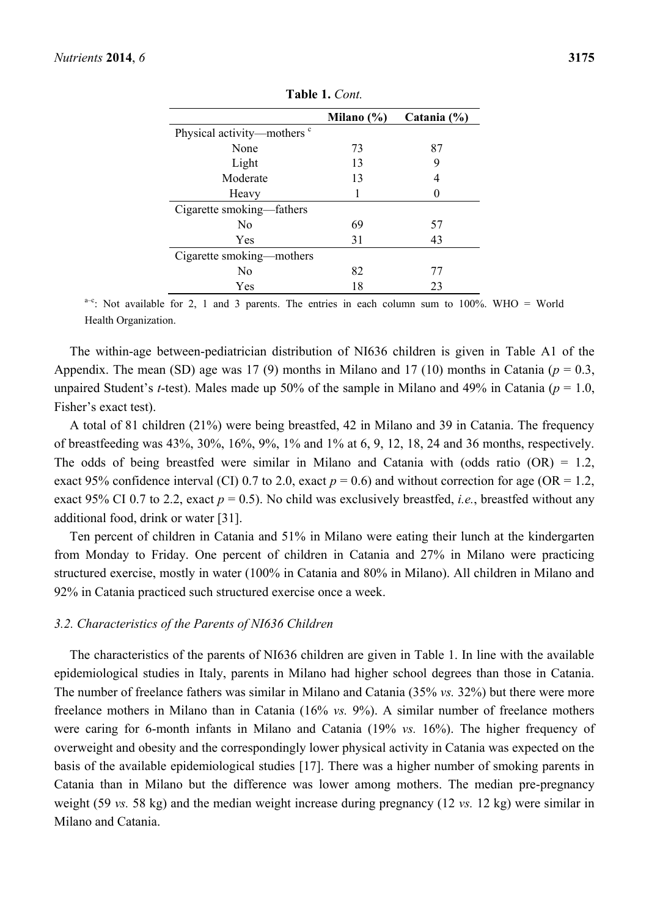**Table 1.** *Cont.*

| | Milano (%) | Catania (%) |
|---|---|---|
| Physical activity—mothers [c] | | |
| None | 73 | 87 |
| Light | 13 | 9 |
| Moderate | 13 | 4 |
| Heavy | 1 | 0 |
| Cigarette smoking—fathers | | |
| No | 69 | 57 |
| Yes | 31 | 43 |
| Cigarette smoking—mothers | | |
| No | 82 | 77 |
| Yes | 18 | 23 |

[a–c]: Not available for 2, 1 and 3 parents. The entries in each column sum to 100%. WHO = World Health Organization.

The within-age between-pediatrician distribution of NI636 children is given in Table A1 of the Appendix. The mean (SD) age was 17 (9) months in Milano and 17 (10) months in Catania ($p = 0.3$, unpaired Student's *t*-test). Males made up 50% of the sample in Milano and 49% in Catania ($p = 1.0$, Fisher's exact test).

A total of 81 children (21%) were being breastfed, 42 in Milano and 39 in Catania. The frequency of breastfeeding was 43%, 30%, 16%, 9%, 1% and 1% at 6, 9, 12, 18, 24 and 36 months, respectively. The odds of being breastfed were similar in Milano and Catania with (odds ratio (OR) = 1.2, exact 95% confidence interval (CI) 0.7 to 2.0, exact $p = 0.6$) and without correction for age (OR = 1.2, exact 95% CI 0.7 to 2.2, exact $p = 0.5$). No child was exclusively breastfed, *i.e.*, breastfed without any additional food, drink or water [31].

Ten percent of children in Catania and 51% in Milano were eating their lunch at the kindergarten from Monday to Friday. One percent of children in Catania and 27% in Milano were practicing structured exercise, mostly in water (100% in Catania and 80% in Milano). All children in Milano and 92% in Catania practiced such structured exercise once a week.

### 3.2. Characteristics of the Parents of NI636 Children

The characteristics of the parents of NI636 children are given in Table 1. In line with the available epidemiological studies in Italy, parents in Milano had higher school degrees than those in Catania. The number of freelance fathers was similar in Milano and Catania (35% *vs.* 32%) but there were more freelance mothers in Milano than in Catania (16% *vs.* 9%). A similar number of freelance mothers were caring for 6-month infants in Milano and Catania (19% *vs.* 16%). The higher frequency of overweight and obesity and the correspondingly lower physical activity in Catania was expected on the basis of the available epidemiological studies [17]. There was a higher number of smoking parents in Catania than in Milano but the difference was lower among mothers. The median pre-pregnancy weight (59 *vs.* 58 kg) and the median weight increase during pregnancy (12 *vs.* 12 kg) were similar in Milano and Catania.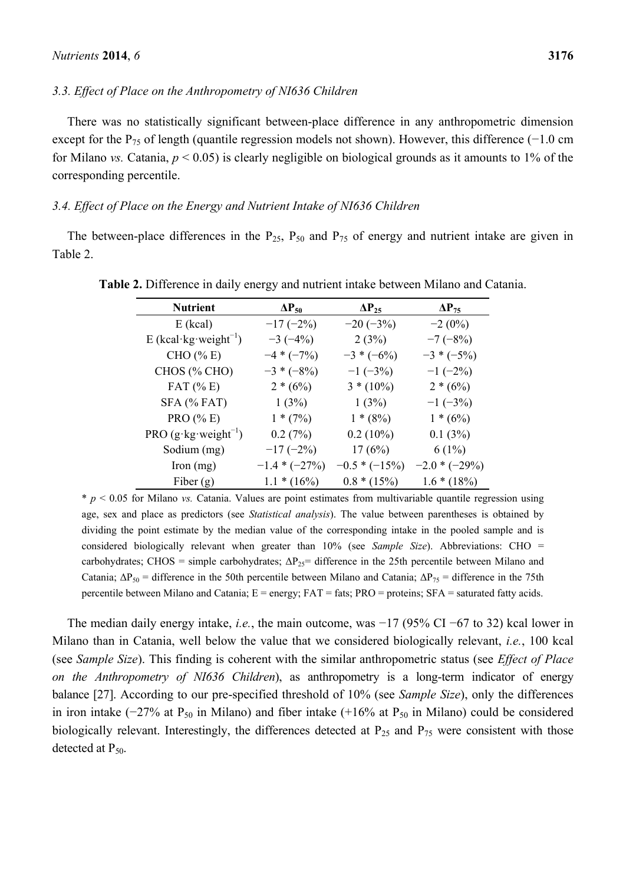### 3.3. Effect of Place on the Anthropometry of NI636 Children

There was no statistically significant between-place difference in any anthropometric dimension except for the $P_{75}$ of length (quantile regression models not shown). However, this difference (−1.0 cm for Milano *vs.* Catania, $p < 0.05$) is clearly negligible on biological grounds as it amounts to 1% of the corresponding percentile.

### 3.4. Effect of Place on the Energy and Nutrient Intake of NI636 Children

The between-place differences in the $P_{25}$, $P_{50}$ and $P_{75}$ of energy and nutrient intake are given in Table 2.

**Table 2.** Difference in daily energy and nutrient intake between Milano and Catania.

| Nutrient | $\Delta P_{50}$ | $\Delta P_{25}$ | $\Delta P_{75}$ |
|---|---|---|---|
| E (kcal) | −17 (−2%) | −20 (−3%) | −2 (0%) |
| E (kcal·kg·weight$^{-1}$) | −3 (−4%) | 2 (3%) | −7 (−8%) |
| CHO (% E) | −4 * (−7%) | −3 * (−6%) | −3 * (−5%) |
| CHOS (% CHO) | −3 * (−8%) | −1 (−3%) | −1 (−2%) |
| FAT (% E) | 2 * (6%) | 3 * (10%) | 2 * (6%) |
| SFA (% FAT) | 1 (3%) | 1 (3%) | −1 (−3%) |
| PRO (% E) | 1 * (7%) | 1 * (8%) | 1 * (6%) |
| PRO (g·kg·weight$^{-1}$) | 0.2 (7%) | 0.2 (10%) | 0.1 (3%) |
| Sodium (mg) | −17 (−2%) | 17 (6%) | 6 (1%) |
| Iron (mg) | −1.4 * (−27%) | −0.5 * (−15%) | −2.0 * (−29%) |
| Fiber (g) | 1.1 * (16%) | 0.8 * (15%) | 1.6 * (18%) |

\* $p < 0.05$ for Milano *vs.* Catania. Values are point estimates from multivariable quantile regression using age, sex and place as predictors (see *Statistical analysis*). The value between parentheses is obtained by dividing the point estimate by the median value of the corresponding intake in the pooled sample and is considered biologically relevant when greater than 10% (see *Sample Size*). Abbreviations: CHO = carbohydrates; CHOS = simple carbohydrates; $\Delta P_{25}$= difference in the 25th percentile between Milano and Catania; $\Delta P_{50}$ = difference in the 50th percentile between Milano and Catania; $\Delta P_{75}$ = difference in the 75th percentile between Milano and Catania; E = energy; FAT = fats; PRO = proteins; SFA = saturated fatty acids.

The median daily energy intake, *i.e.*, the main outcome, was −17 (95% CI −67 to 32) kcal lower in Milano than in Catania, well below the value that we considered biologically relevant, *i.e.*, 100 kcal (see *Sample Size*). This finding is coherent with the similar anthropometric status (see *Effect of Place on the Anthropometry of NI636 Children*), as anthropometry is a long-term indicator of energy balance [27]. According to our pre-specified threshold of 10% (see *Sample Size*), only the differences in iron intake (−27% at $P_{50}$ in Milano) and fiber intake (+16% at $P_{50}$ in Milano) could be considered biologically relevant. Interestingly, the differences detected at $P_{25}$ and $P_{75}$ were consistent with those detected at $P_{50}$.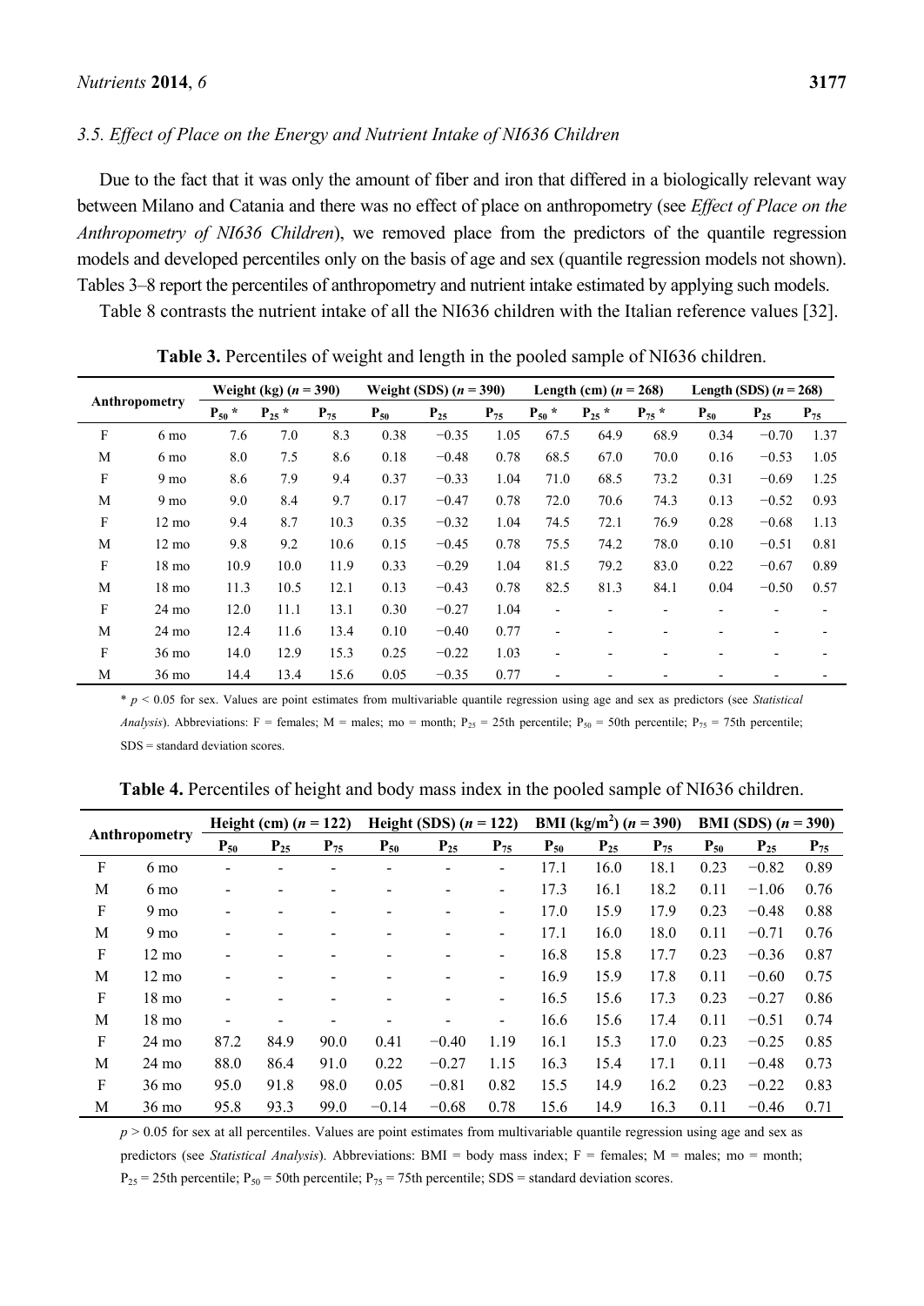### 3.5. Effect of Place on the Energy and Nutrient Intake of NI636 Children

Due to the fact that it was only the amount of fiber and iron that differed in a biologically relevant way between Milano and Catania and there was no effect of place on anthropometry (see *Effect of Place on the Anthropometry of NI636 Children*), we removed place from the predictors of the quantile regression models and developed percentiles only on the basis of age and sex (quantile regression models not shown). Tables 3–8 report the percentiles of anthropometry and nutrient intake estimated by applying such models.

Table 8 contrasts the nutrient intake of all the NI636 children with the Italian reference values [32].

**Table 3.** Percentiles of weight and length in the pooled sample of NI636 children.

| Anthropometry | | Weight (kg) ($n$ = 390) | | | Weight (SDS) ($n$ = 390) | | | Length (cm) ($n$ = 268) | | | Length (SDS) ($n$ = 268) | | |
|---|---|---|---|---|---|---|---|---|---|---|---|---|---|
| | | $P_{50}$ * | $P_{25}$ * | $P_{75}$ | $P_{50}$ | $P_{25}$ | $P_{75}$ | $P_{50}$ * | $P_{25}$ * | $P_{75}$ * | $P_{50}$ | $P_{25}$ | $P_{75}$ |
| F | 6 mo | 7.6 | 7.0 | 8.3 | 0.38 | −0.35 | 1.05 | 67.5 | 64.9 | 68.9 | 0.34 | −0.70 | 1.37 |
| M | 6 mo | 8.0 | 7.5 | 8.6 | 0.18 | −0.48 | 0.78 | 68.5 | 67.0 | 70.0 | 0.16 | −0.53 | 1.05 |
| F | 9 mo | 8.6 | 7.9 | 9.4 | 0.37 | −0.33 | 1.04 | 71.0 | 68.5 | 73.2 | 0.31 | −0.69 | 1.25 |
| M | 9 mo | 9.0 | 8.4 | 9.7 | 0.17 | −0.47 | 0.78 | 72.0 | 70.6 | 74.3 | 0.13 | −0.52 | 0.93 |
| F | 12 mo | 9.4 | 8.7 | 10.3 | 0.35 | −0.32 | 1.04 | 74.5 | 72.1 | 76.9 | 0.28 | −0.68 | 1.13 |
| M | 12 mo | 9.8 | 9.2 | 10.6 | 0.15 | −0.45 | 0.78 | 75.5 | 74.2 | 78.0 | 0.10 | −0.51 | 0.81 |
| F | 18 mo | 10.9 | 10.0 | 11.9 | 0.33 | −0.29 | 1.04 | 81.5 | 79.2 | 83.0 | 0.22 | −0.67 | 0.89 |
| M | 18 mo | 11.3 | 10.5 | 12.1 | 0.13 | −0.43 | 0.78 | 82.5 | 81.3 | 84.1 | 0.04 | −0.50 | 0.57 |
| F | 24 mo | 12.0 | 11.1 | 13.1 | 0.30 | −0.27 | 1.04 | - | - | - | - | - | - |
| M | 24 mo | 12.4 | 11.6 | 13.4 | 0.10 | −0.40 | 0.77 | - | - | - | - | - | - |
| F | 36 mo | 14.0 | 12.9 | 15.3 | 0.25 | −0.22 | 1.03 | - | - | - | - | - | - |
| M | 36 mo | 14.4 | 13.4 | 15.6 | 0.05 | −0.35 | 0.77 | - | - | - | - | - | - |

* $p < 0.05$ for sex. Values are point estimates from multivariable quantile regression using age and sex as predictors (see *Statistical Analysis*). Abbreviations: F = females; M = males; mo = month; $P_{25}$ = 25th percentile; $P_{50}$ = 50th percentile; $P_{75}$ = 75th percentile; SDS = standard deviation scores.

**Table 4.** Percentiles of height and body mass index in the pooled sample of NI636 children.

| Anthropometry | | Height (cm) ($n$ = 122) | | | Height (SDS) ($n$ = 122) | | | BMI (kg/m$^2$) ($n$ = 390) | | | BMI (SDS) ($n$ = 390) | | |
|---|---|---|---|---|---|---|---|---|---|---|---|---|---|
| | | $P_{50}$ | $P_{25}$ | $P_{75}$ | $P_{50}$ | $P_{25}$ | $P_{75}$ | $P_{50}$ | $P_{25}$ | $P_{75}$ | $P_{50}$ | $P_{25}$ | $P_{75}$ |
| F | 6 mo | - | - | - | - | - | - | 17.1 | 16.0 | 18.1 | 0.23 | −0.82 | 0.89 |
| M | 6 mo | - | - | - | - | - | - | 17.3 | 16.1 | 18.2 | 0.11 | −1.06 | 0.76 |
| F | 9 mo | - | - | - | - | - | - | 17.0 | 15.9 | 17.9 | 0.23 | −0.48 | 0.88 |
| M | 9 mo | - | - | - | - | - | - | 17.1 | 16.0 | 18.0 | 0.11 | −0.71 | 0.76 |
| F | 12 mo | - | - | - | - | - | - | 16.8 | 15.8 | 17.7 | 0.23 | −0.36 | 0.87 |
| M | 12 mo | - | - | - | - | - | - | 16.9 | 15.9 | 17.8 | 0.11 | −0.60 | 0.75 |
| F | 18 mo | - | - | - | - | - | - | 16.5 | 15.6 | 17.3 | 0.23 | −0.27 | 0.86 |
| M | 18 mo | - | - | - | - | - | - | 16.6 | 15.6 | 17.4 | 0.11 | −0.51 | 0.74 |
| F | 24 mo | 87.2 | 84.9 | 90.0 | 0.41 | −0.40 | 1.19 | 16.1 | 15.3 | 17.0 | 0.23 | −0.25 | 0.85 |
| M | 24 mo | 88.0 | 86.4 | 91.0 | 0.22 | −0.27 | 1.15 | 16.3 | 15.4 | 17.1 | 0.11 | −0.48 | 0.73 |
| F | 36 mo | 95.0 | 91.8 | 98.0 | 0.05 | −0.81 | 0.82 | 15.5 | 14.9 | 16.2 | 0.23 | −0.22 | 0.83 |
| M | 36 mo | 95.8 | 93.3 | 99.0 | −0.14 | −0.68 | 0.78 | 15.6 | 14.9 | 16.3 | 0.11 | −0.46 | 0.71 |

$p > 0.05$ for sex at all percentiles. Values are point estimates from multivariable quantile regression using age and sex as predictors (see *Statistical Analysis*). Abbreviations: BMI = body mass index; F = females; M = males; mo = month; $P_{25}$ = 25th percentile; $P_{50}$ = 50th percentile; $P_{75}$ = 75th percentile; SDS = standard deviation scores.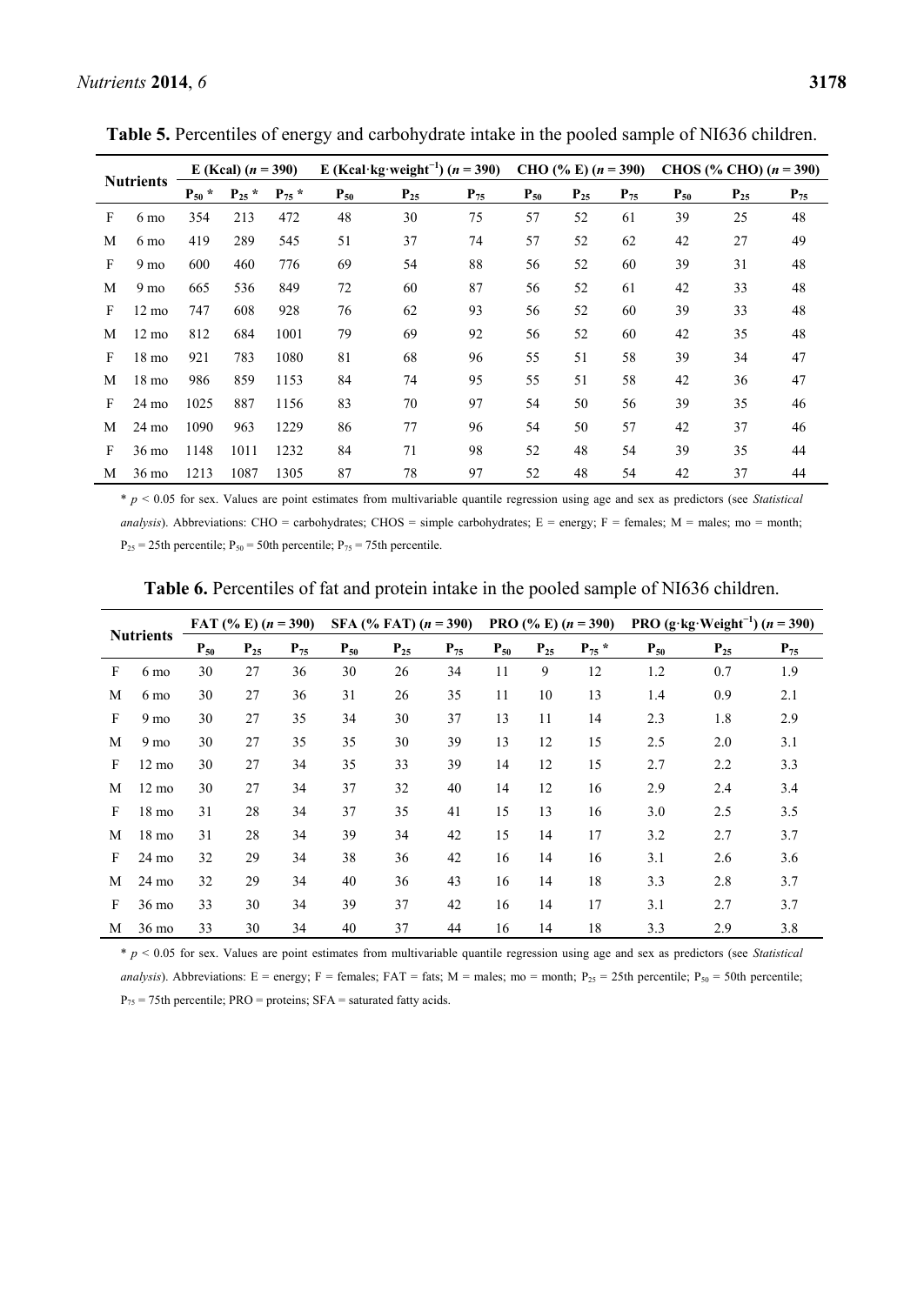**Table 5.** Percentiles of energy and carbohydrate intake in the pooled sample of NI636 children.

| Nutrients | | E (Kcal) ($n$ = 390) | | | E (Kcal·kg·weight$^{-1}$) ($n$ = 390) | | | CHO (% E) ($n$ = 390) | | | CHOS (% CHO) ($n$ = 390) | | |
|---|---|---|---|---|---|---|---|---|---|---|---|---|---|
| | | $P_{50}$ * | $P_{25}$ * | $P_{75}$ * | $P_{50}$ | $P_{25}$ | $P_{75}$ | $P_{50}$ | $P_{25}$ | $P_{75}$ | $P_{50}$ | $P_{25}$ | $P_{75}$ |
| F | 6 mo | 354 | 213 | 472 | 48 | 30 | 75 | 57 | 52 | 61 | 39 | 25 | 48 |
| M | 6 mo | 419 | 289 | 545 | 51 | 37 | 74 | 57 | 52 | 62 | 42 | 27 | 49 |
| F | 9 mo | 600 | 460 | 776 | 69 | 54 | 88 | 56 | 52 | 60 | 39 | 31 | 48 |
| M | 9 mo | 665 | 536 | 849 | 72 | 60 | 87 | 56 | 52 | 61 | 42 | 33 | 48 |
| F | 12 mo | 747 | 608 | 928 | 76 | 62 | 93 | 56 | 52 | 60 | 39 | 33 | 48 |
| M | 12 mo | 812 | 684 | 1001 | 79 | 69 | 92 | 56 | 52 | 60 | 42 | 35 | 48 |
| F | 18 mo | 921 | 783 | 1080 | 81 | 68 | 96 | 55 | 51 | 58 | 39 | 34 | 47 |
| M | 18 mo | 986 | 859 | 1153 | 84 | 74 | 95 | 55 | 51 | 58 | 42 | 36 | 47 |
| F | 24 mo | 1025 | 887 | 1156 | 83 | 70 | 97 | 54 | 50 | 56 | 39 | 35 | 46 |
| M | 24 mo | 1090 | 963 | 1229 | 86 | 77 | 96 | 54 | 50 | 57 | 42 | 37 | 46 |
| F | 36 mo | 1148 | 1011 | 1232 | 84 | 71 | 98 | 52 | 48 | 54 | 39 | 35 | 44 |
| M | 36 mo | 1213 | 1087 | 1305 | 87 | 78 | 97 | 52 | 48 | 54 | 42 | 37 | 44 |

* $p < 0.05$ for sex. Values are point estimates from multivariable quantile regression using age and sex as predictors (see *Statistical analysis*). Abbreviations: CHO = carbohydrates; CHOS = simple carbohydrates; E = energy; F = females; M = males; mo = month; $P_{25}$ = 25th percentile; $P_{50}$ = 50th percentile; $P_{75}$ = 75th percentile.

**Table 6.** Percentiles of fat and protein intake in the pooled sample of NI636 children.

| Nutrients | | FAT (% E) ($n$ = 390) | | | SFA (% FAT) ($n$ = 390) | | | PRO (% E) ($n$ = 390) | | | PRO (g·kg·Weight$^{-1}$) ($n$ = 390) | | |
|---|---|---|---|---|---|---|---|---|---|---|---|---|---|
| | | $P_{50}$ | $P_{25}$ | $P_{75}$ | $P_{50}$ | $P_{25}$ | $P_{75}$ | $P_{50}$ | $P_{25}$ | $P_{75}$ * | $P_{50}$ | $P_{25}$ | $P_{75}$ |
| F | 6 mo | 30 | 27 | 36 | 30 | 26 | 34 | 11 | 9 | 12 | 1.2 | 0.7 | 1.9 |
| M | 6 mo | 30 | 27 | 36 | 31 | 26 | 35 | 11 | 10 | 13 | 1.4 | 0.9 | 2.1 |
| F | 9 mo | 30 | 27 | 35 | 34 | 30 | 37 | 13 | 11 | 14 | 2.3 | 1.8 | 2.9 |
| M | 9 mo | 30 | 27 | 35 | 35 | 30 | 39 | 13 | 12 | 15 | 2.5 | 2.0 | 3.1 |
| F | 12 mo | 30 | 27 | 34 | 35 | 33 | 39 | 14 | 12 | 15 | 2.7 | 2.2 | 3.3 |
| M | 12 mo | 30 | 27 | 34 | 37 | 32 | 40 | 14 | 12 | 16 | 2.9 | 2.4 | 3.4 |
| F | 18 mo | 31 | 28 | 34 | 37 | 35 | 41 | 15 | 13 | 16 | 3.0 | 2.5 | 3.5 |
| M | 18 mo | 31 | 28 | 34 | 39 | 34 | 42 | 15 | 14 | 17 | 3.2 | 2.7 | 3.7 |
| F | 24 mo | 32 | 29 | 34 | 38 | 36 | 42 | 16 | 14 | 16 | 3.1 | 2.6 | 3.6 |
| M | 24 mo | 32 | 29 | 34 | 40 | 36 | 43 | 16 | 14 | 18 | 3.3 | 2.8 | 3.7 |
| F | 36 mo | 33 | 30 | 34 | 39 | 37 | 42 | 16 | 14 | 17 | 3.1 | 2.7 | 3.7 |
| M | 36 mo | 33 | 30 | 34 | 40 | 37 | 44 | 16 | 14 | 18 | 3.3 | 2.9 | 3.8 |

* $p < 0.05$ for sex. Values are point estimates from multivariable quantile regression using age and sex as predictors (see *Statistical analysis*). Abbreviations: E = energy; F = females; FAT = fats; M = males; mo = month; $P_{25}$ = 25th percentile; $P_{50}$ = 50th percentile; $P_{75}$ = 75th percentile; PRO = proteins; SFA = saturated fatty acids.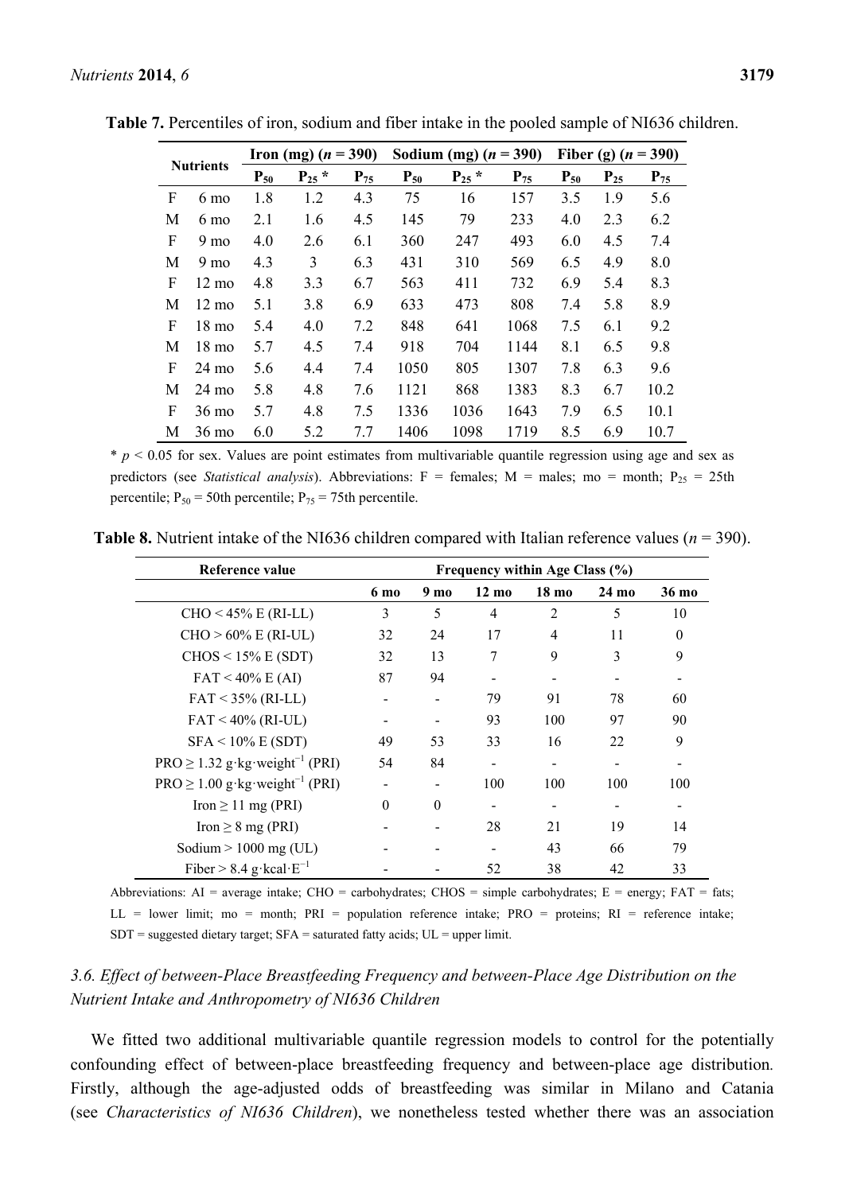**Table 7.** Percentiles of iron, sodium and fiber intake in the pooled sample of NI636 children.

| Nutrients | | Iron (mg) ($n$ = 390) | | | Sodium (mg) ($n$ = 390) | | | Fiber (g) ($n$ = 390) | | |
|---|---|---|---|---|---|---|---|---|---|---|
| | | $P_{50}$ | $P_{25}$ * | $P_{75}$ | $P_{50}$ | $P_{25}$ * | $P_{75}$ | $P_{50}$ | $P_{25}$ | $P_{75}$ |
| F | 6 mo | 1.8 | 1.2 | 4.3 | 75 | 16 | 157 | 3.5 | 1.9 | 5.6 |
| M | 6 mo | 2.1 | 1.6 | 4.5 | 145 | 79 | 233 | 4.0 | 2.3 | 6.2 |
| F | 9 mo | 4.0 | 2.6 | 6.1 | 360 | 247 | 493 | 6.0 | 4.5 | 7.4 |
| M | 9 mo | 4.3 | 3 | 6.3 | 431 | 310 | 569 | 6.5 | 4.9 | 8.0 |
| F | 12 mo | 4.8 | 3.3 | 6.7 | 563 | 411 | 732 | 6.9 | 5.4 | 8.3 |
| M | 12 mo | 5.1 | 3.8 | 6.9 | 633 | 473 | 808 | 7.4 | 5.8 | 8.9 |
| F | 18 mo | 5.4 | 4.0 | 7.2 | 848 | 641 | 1068 | 7.5 | 6.1 | 9.2 |
| M | 18 mo | 5.7 | 4.5 | 7.4 | 918 | 704 | 1144 | 8.1 | 6.5 | 9.8 |
| F | 24 mo | 5.6 | 4.4 | 7.4 | 1050 | 805 | 1307 | 7.8 | 6.3 | 9.6 |
| M | 24 mo | 5.8 | 4.8 | 7.6 | 1121 | 868 | 1383 | 8.3 | 6.7 | 10.2 |
| F | 36 mo | 5.7 | 4.8 | 7.5 | 1336 | 1036 | 1643 | 7.9 | 6.5 | 10.1 |
| M | 36 mo | 6.0 | 5.2 | 7.7 | 1406 | 1098 | 1719 | 8.5 | 6.9 | 10.7 |

* $p < 0.05$ for sex. Values are point estimates from multivariable quantile regression using age and sex as predictors (see *Statistical analysis*). Abbreviations: F = females; M = males; mo = month; $P_{25}$ = 25th percentile; $P_{50}$ = 50th percentile; $P_{75}$ = 75th percentile.

**Table 8.** Nutrient intake of the NI636 children compared with Italian reference values ($n$ = 390).

| Reference value | Frequency within Age Class (%) | | | | | |
|---|---|---|---|---|---|---|
| | 6 mo | 9 mo | 12 mo | 18 mo | 24 mo | 36 mo |
| CHO < 45% E (RI-LL) | 3 | 5 | 4 | 2 | 5 | 10 |
| CHO > 60% E (RI-UL) | 32 | 24 | 17 | 4 | 11 | 0 |
| CHOS < 15% E (SDT) | 32 | 13 | 7 | 9 | 3 | 9 |
| FAT < 40% E (AI) | 87 | 94 | - | - | - | - |
| FAT < 35% (RI-LL) | - | - | 79 | 91 | 78 | 60 |
| FAT < 40% (RI-UL) | - | - | 93 | 100 | 97 | 90 |
| SFA < 10% E (SDT) | 49 | 53 | 33 | 16 | 22 | 9 |
| PRO ≥ 1.32 $g \cdot kg \cdot weight^{-1}$ (PRI) | 54 | 84 | - | - | - | - |
| PRO ≥ 1.00 $g \cdot kg \cdot weight^{-1}$ (PRI) | - | - | 100 | 100 | 100 | 100 |
| Iron ≥ 11 mg (PRI) | 0 | 0 | - | - | - | - |
| Iron ≥ 8 mg (PRI) | - | - | 28 | 21 | 19 | 14 |
| Sodium > 1000 mg (UL) | - | - | - | 43 | 66 | 79 |
| Fiber > 8.4 $g \cdot kcal \cdot E^{-1}$ | - | - | 52 | 38 | 42 | 33 |

Abbreviations: AI = average intake; CHO = carbohydrates; CHOS = simple carbohydrates; E = energy; FAT = fats; LL = lower limit; mo = month; PRI = population reference intake; PRO = proteins; RI = reference intake; SDT = suggested dietary target; SFA = saturated fatty acids; UL = upper limit.

### *3.6. Effect of between-Place Breastfeeding Frequency and between-Place Age Distribution on the Nutrient Intake and Anthropometry of NI636 Children*

We fitted two additional multivariable quantile regression models to control for the potentially confounding effect of between-place breastfeeding frequency and between-place age distribution. Firstly, although the age-adjusted odds of breastfeeding was similar in Milano and Catania (see *Characteristics of NI636 Children*), we nonetheless tested whether there was an association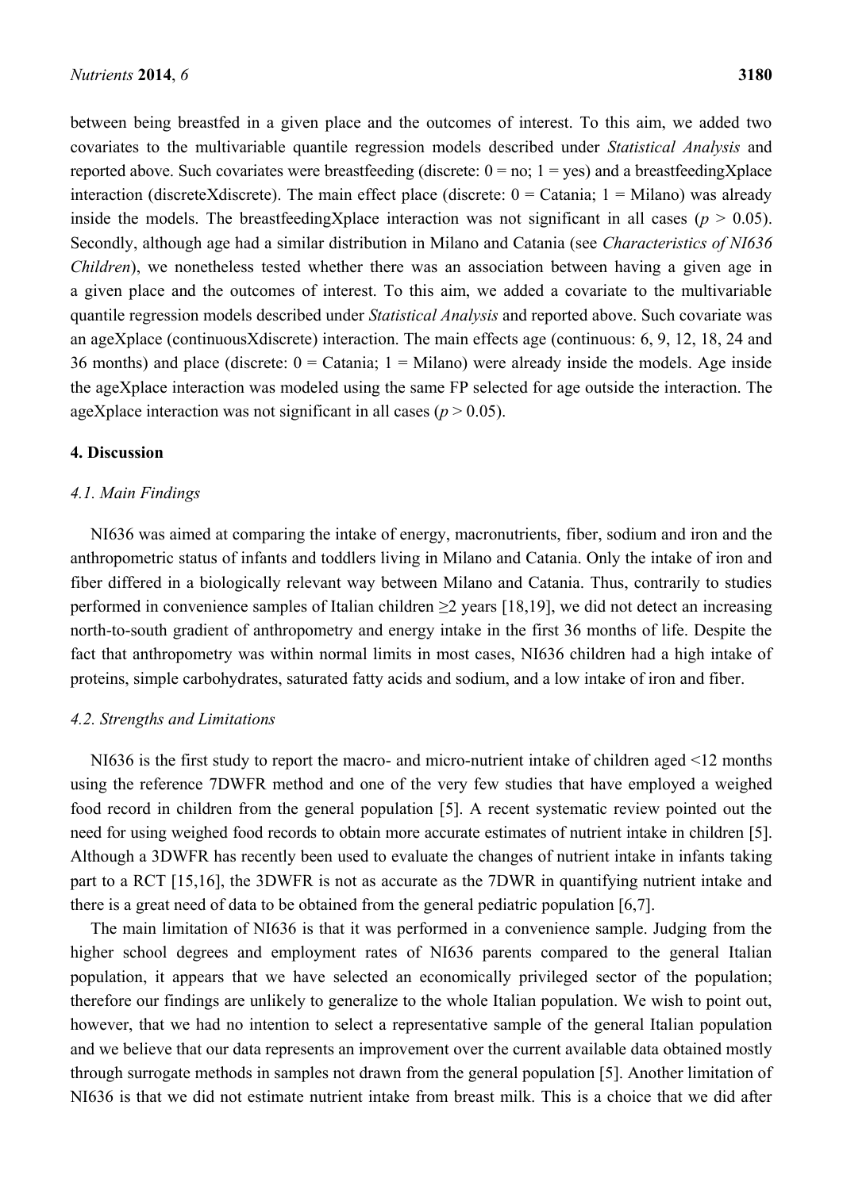between being breastfed in a given place and the outcomes of interest. To this aim, we added two covariates to the multivariable quantile regression models described under *Statistical Analysis* and reported above. Such covariates were breastfeeding (discrete: 0 = no; 1 = yes) and a breastfeedingXplace interaction (discreteXdiscrete). The main effect place (discrete: 0 = Catania; 1 = Milano) was already inside the models. The breastfeedingXplace interaction was not significant in all cases ($p$ > 0.05). Secondly, although age had a similar distribution in Milano and Catania (see *Characteristics of NI636 Children*), we nonetheless tested whether there was an association between having a given age in a given place and the outcomes of interest. To this aim, we added a covariate to the multivariable quantile regression models described under *Statistical Analysis* and reported above. Such covariate was an ageXplace (continuousXdiscrete) interaction. The main effects age (continuous: 6, 9, 12, 18, 24 and 36 months) and place (discrete: 0 = Catania; 1 = Milano) were already inside the models. Age inside the ageXplace interaction was modeled using the same FP selected for age outside the interaction. The ageXplace interaction was not significant in all cases ($p$ > 0.05).

## 4. Discussion

### *4.1. Main Findings*

NI636 was aimed at comparing the intake of energy, macronutrients, fiber, sodium and iron and the anthropometric status of infants and toddlers living in Milano and Catania. Only the intake of iron and fiber differed in a biologically relevant way between Milano and Catania. Thus, contrarily to studies performed in convenience samples of Italian children ≥2 years [18,19], we did not detect an increasing north-to-south gradient of anthropometry and energy intake in the first 36 months of life. Despite the fact that anthropometry was within normal limits in most cases, NI636 children had a high intake of proteins, simple carbohydrates, saturated fatty acids and sodium, and a low intake of iron and fiber.

### *4.2. Strengths and Limitations*

NI636 is the first study to report the macro- and micro-nutrient intake of children aged <12 months using the reference 7DWFR method and one of the very few studies that have employed a weighed food record in children from the general population [5]. A recent systematic review pointed out the need for using weighed food records to obtain more accurate estimates of nutrient intake in children [5]. Although a 3DWFR has recently been used to evaluate the changes of nutrient intake in infants taking part to a RCT [15,16], the 3DWFR is not as accurate as the 7DWR in quantifying nutrient intake and there is a great need of data to be obtained from the general pediatric population [6,7].

The main limitation of NI636 is that it was performed in a convenience sample. Judging from the higher school degrees and employment rates of NI636 parents compared to the general Italian population, it appears that we have selected an economically privileged sector of the population; therefore our findings are unlikely to generalize to the whole Italian population. We wish to point out, however, that we had no intention to select a representative sample of the general Italian population and we believe that our data represents an improvement over the current available data obtained mostly through surrogate methods in samples not drawn from the general population [5]. Another limitation of NI636 is that we did not estimate nutrient intake from breast milk. This is a choice that we did after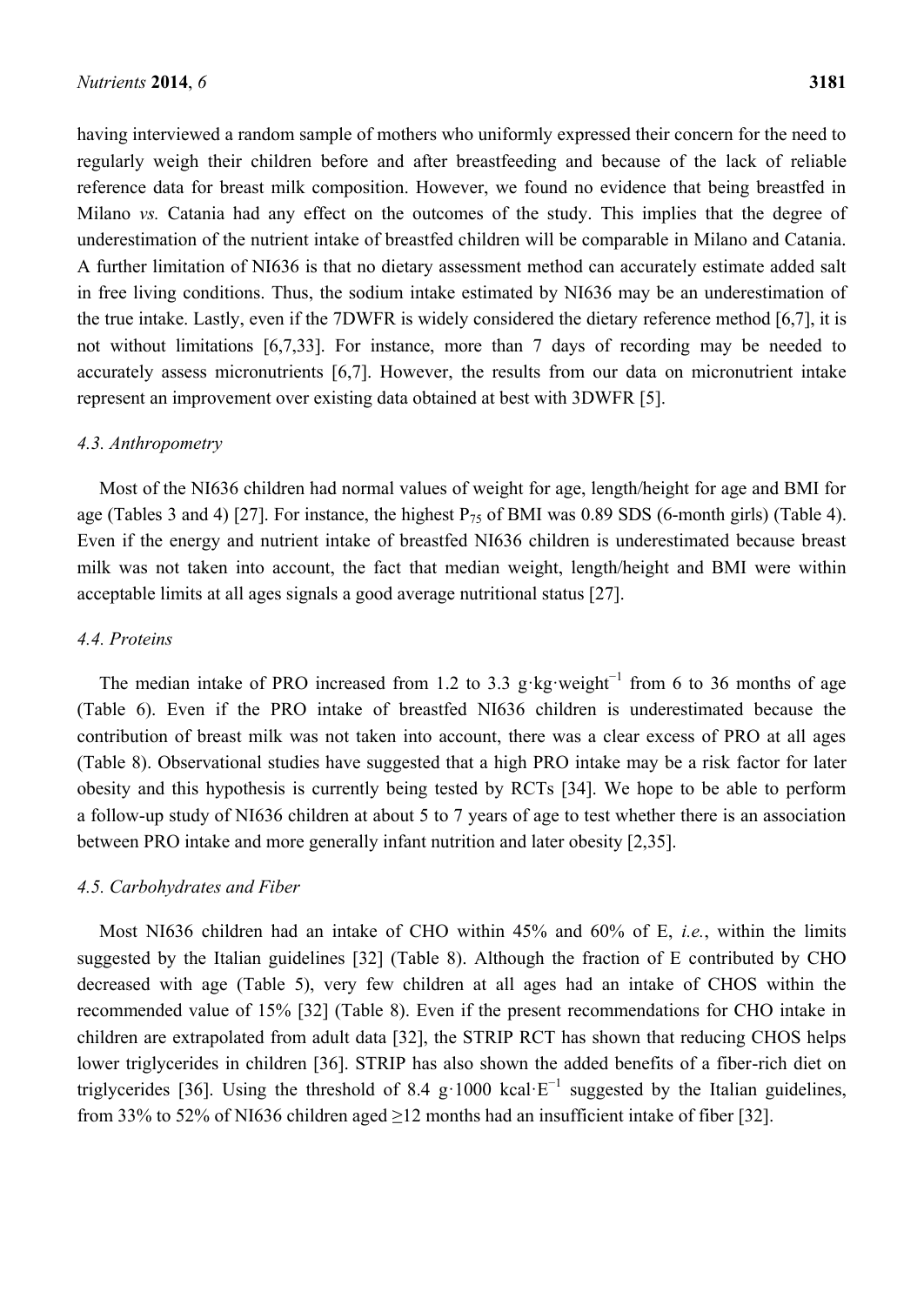having interviewed a random sample of mothers who uniformly expressed their concern for the need to regularly weigh their children before and after breastfeeding and because of the lack of reliable reference data for breast milk composition. However, we found no evidence that being breastfed in Milano *vs.* Catania had any effect on the outcomes of the study. This implies that the degree of underestimation of the nutrient intake of breastfed children will be comparable in Milano and Catania. A further limitation of NI636 is that no dietary assessment method can accurately estimate added salt in free living conditions. Thus, the sodium intake estimated by NI636 may be an underestimation of the true intake. Lastly, even if the 7DWFR is widely considered the dietary reference method [6,7], it is not without limitations [6,7,33]. For instance, more than 7 days of recording may be needed to accurately assess micronutrients [6,7]. However, the results from our data on micronutrient intake represent an improvement over existing data obtained at best with 3DWFR [5].

### 4.3. Anthropometry

Most of the NI636 children had normal values of weight for age, length/height for age and BMI for age (Tables 3 and 4) [27]. For instance, the highest $P_{75}$ of BMI was 0.89 SDS (6-month girls) (Table 4). Even if the energy and nutrient intake of breastfed NI636 children is underestimated because breast milk was not taken into account, the fact that median weight, length/height and BMI were within acceptable limits at all ages signals a good average nutritional status [27].

### 4.4. Proteins

The median intake of PRO increased from 1.2 to 3.3 $g \cdot kg \cdot weight^{-1}$ from 6 to 36 months of age (Table 6). Even if the PRO intake of breastfed NI636 children is underestimated because the contribution of breast milk was not taken into account, there was a clear excess of PRO at all ages (Table 8). Observational studies have suggested that a high PRO intake may be a risk factor for later obesity and this hypothesis is currently being tested by RCTs [34]. We hope to be able to perform a follow-up study of NI636 children at about 5 to 7 years of age to test whether there is an association between PRO intake and more generally infant nutrition and later obesity [2,35].

### 4.5. Carbohydrates and Fiber

Most NI636 children had an intake of CHO within 45% and 60% of E, *i.e.*, within the limits suggested by the Italian guidelines [32] (Table 8). Although the fraction of E contributed by CHO decreased with age (Table 5), very few children at all ages had an intake of CHOS within the recommended value of 15% [32] (Table 8). Even if the present recommendations for CHO intake in children are extrapolated from adult data [32], the STRIP RCT has shown that reducing CHOS helps lower triglycerides in children [36]. STRIP has also shown the added benefits of a fiber-rich diet on triglycerides [36]. Using the threshold of 8.4 $g \cdot 1000\ kcal \cdot E^{-1}$ suggested by the Italian guidelines, from 33% to 52% of NI636 children aged ≥12 months had an insufficient intake of fiber [32].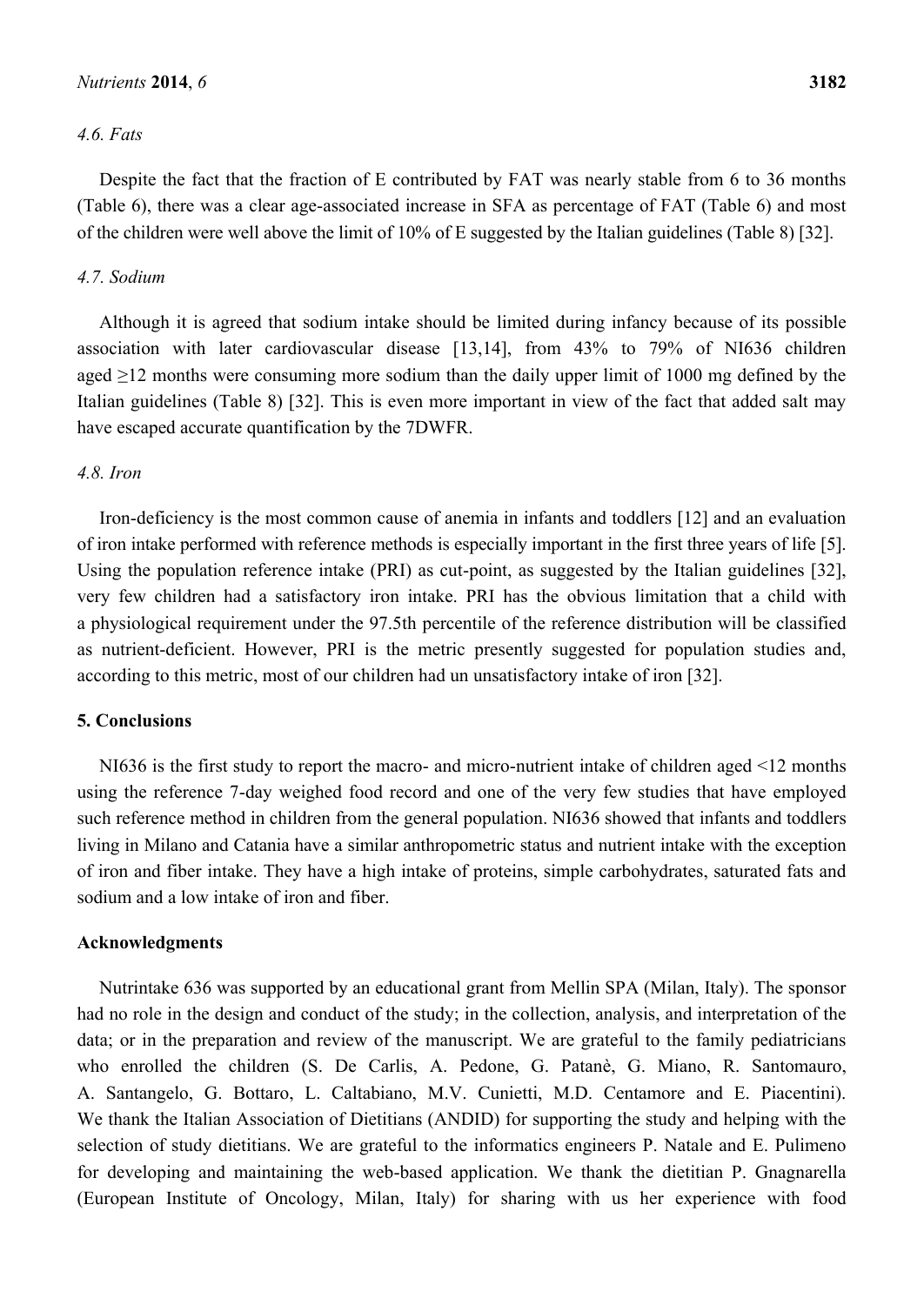### 4.6. Fats

Despite the fact that the fraction of E contributed by FAT was nearly stable from 6 to 36 months (Table 6), there was a clear age-associated increase in SFA as percentage of FAT (Table 6) and most of the children were well above the limit of 10% of E suggested by the Italian guidelines (Table 8) [32].

### 4.7. Sodium

Although it is agreed that sodium intake should be limited during infancy because of its possible association with later cardiovascular disease [13,14], from 43% to 79% of NI636 children aged ≥12 months were consuming more sodium than the daily upper limit of 1000 mg defined by the Italian guidelines (Table 8) [32]. This is even more important in view of the fact that added salt may have escaped accurate quantification by the 7DWFR.

### 4.8. Iron

Iron-deficiency is the most common cause of anemia in infants and toddlers [12] and an evaluation of iron intake performed with reference methods is especially important in the first three years of life [5]. Using the population reference intake (PRI) as cut-point, as suggested by the Italian guidelines [32], very few children had a satisfactory iron intake. PRI has the obvious limitation that a child with a physiological requirement under the 97.5th percentile of the reference distribution will be classified as nutrient-deficient. However, PRI is the metric presently suggested for population studies and, according to this metric, most of our children had un unsatisfactory intake of iron [32].

## 5. Conclusions

NI636 is the first study to report the macro- and micro-nutrient intake of children aged <12 months using the reference 7-day weighed food record and one of the very few studies that have employed such reference method in children from the general population. NI636 showed that infants and toddlers living in Milano and Catania have a similar anthropometric status and nutrient intake with the exception of iron and fiber intake. They have a high intake of proteins, simple carbohydrates, saturated fats and sodium and a low intake of iron and fiber.

## Acknowledgments

Nutrintake 636 was supported by an educational grant from Mellin SPA (Milan, Italy). The sponsor had no role in the design and conduct of the study; in the collection, analysis, and interpretation of the data; or in the preparation and review of the manuscript. We are grateful to the family pediatricians who enrolled the children (S. De Carlis, A. Pedone, G. Patanè, G. Miano, R. Santomauro, A. Santangelo, G. Bottaro, L. Caltabiano, M.V. Cunietti, M.D. Centamore and E. Piacentini). We thank the Italian Association of Dietitians (ANDID) for supporting the study and helping with the selection of study dietitians. We are grateful to the informatics engineers P. Natale and E. Pulimeno for developing and maintaining the web-based application. We thank the dietitian P. Gnagnarella (European Institute of Oncology, Milan, Italy) for sharing with us her experience with food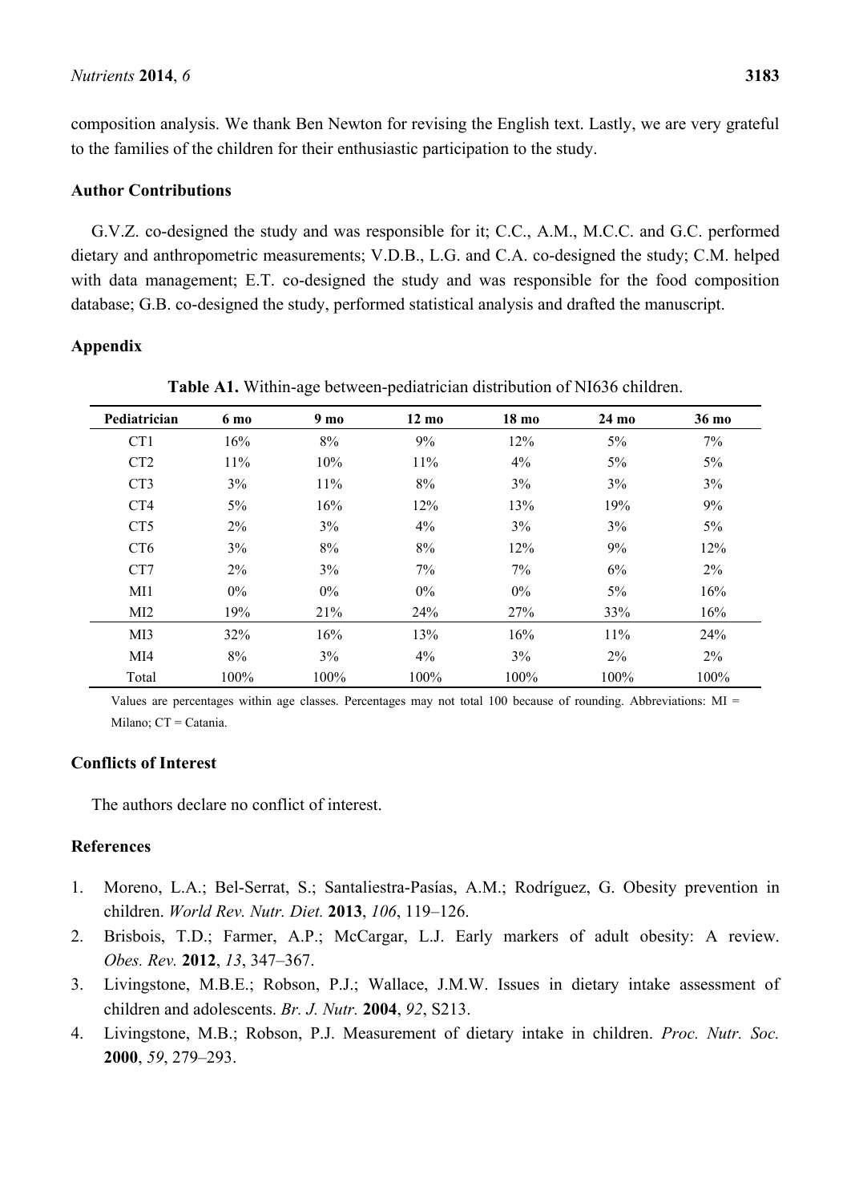composition analysis. We thank Ben Newton for revising the English text. Lastly, we are very grateful to the families of the children for their enthusiastic participation to the study.

## Author Contributions

G.V.Z. co-designed the study and was responsible for it; C.C., A.M., M.C.C. and G.C. performed dietary and anthropometric measurements; V.D.B., L.G. and C.A. co-designed the study; C.M. helped with data management; E.T. co-designed the study and was responsible for the food composition database; G.B. co-designed the study, performed statistical analysis and drafted the manuscript.

## Appendix

**Table A1.** Within-age between-pediatrician distribution of NI636 children.

| Pediatrician | 6 mo | 9 mo | 12 mo | 18 mo | 24 mo | 36 mo |
|---|---|---|---|---|---|---|
| CT1 | 16% | 8% | 9% | 12% | 5% | 7% |
| CT2 | 11% | 10% | 11% | 4% | 5% | 5% |
| CT3 | 3% | 11% | 8% | 3% | 3% | 3% |
| CT4 | 5% | 16% | 12% | 13% | 19% | 9% |
| CT5 | 2% | 3% | 4% | 3% | 3% | 5% |
| CT6 | 3% | 8% | 8% | 12% | 9% | 12% |
| CT7 | 2% | 3% | 7% | 7% | 6% | 2% |
| MI1 | 0% | 0% | 0% | 0% | 5% | 16% |
| MI2 | 19% | 21% | 24% | 27% | 33% | 16% |
| MI3 | 32% | 16% | 13% | 16% | 11% | 24% |
| MI4 | 8% | 3% | 4% | 3% | 2% | 2% |
| Total | 100% | 100% | 100% | 100% | 100% | 100% |

Values are percentages within age classes. Percentages may not total 100 because of rounding. Abbreviations: MI = Milano; CT = Catania.

## Conflicts of Interest

The authors declare no conflict of interest.

## References

1. Moreno, L.A.; Bel-Serrat, S.; Santaliestra-Pasías, A.M.; Rodríguez, G. Obesity prevention in children. *World Rev. Nutr. Diet.* **2013**, *106*, 119–126.
2. Brisbois, T.D.; Farmer, A.P.; McCargar, L.J. Early markers of adult obesity: A review. *Obes. Rev.* **2012**, *13*, 347–367.
3. Livingstone, M.B.E.; Robson, P.J.; Wallace, J.M.W. Issues in dietary intake assessment of children and adolescents. *Br. J. Nutr.* **2004**, *92*, S213.
4. Livingstone, M.B.; Robson, P.J. Measurement of dietary intake in children. *Proc. Nutr. Soc.* **2000**, *59*, 279–293.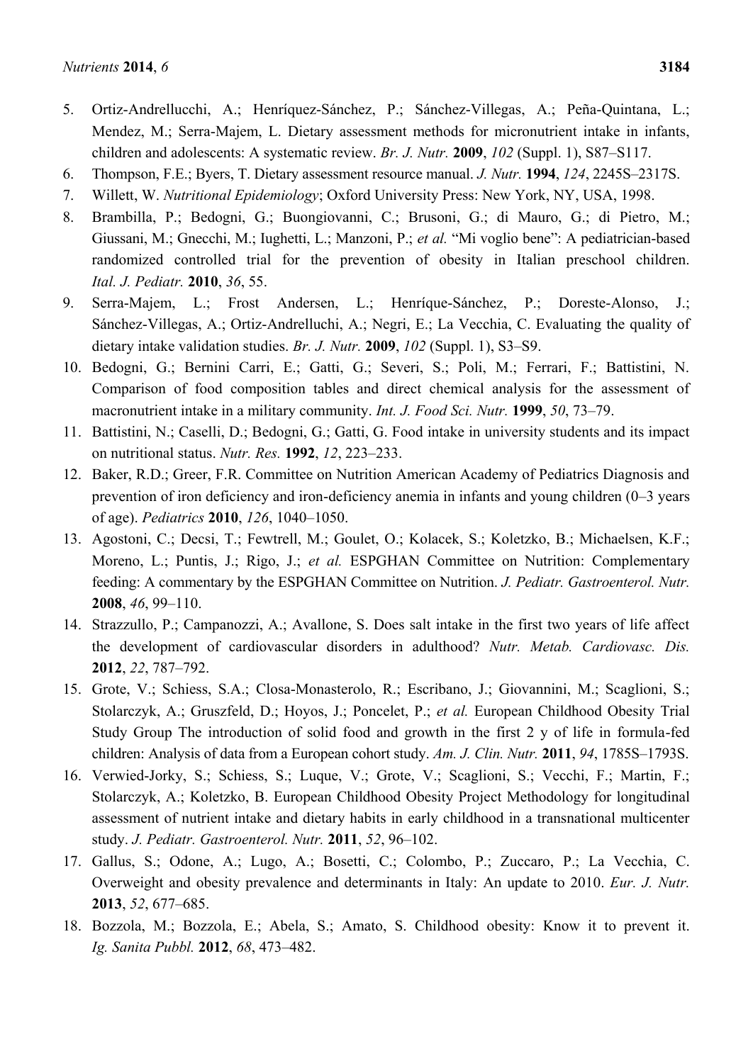5. Ortiz-Andrellucchi, A.; Henríquez-Sánchez, P.; Sánchez-Villegas, A.; Peña-Quintana, L.; Mendez, M.; Serra-Majem, L. Dietary assessment methods for micronutrient intake in infants, children and adolescents: A systematic review. *Br. J. Nutr.* **2009**, *102* (Suppl. 1), S87–S117.
6. Thompson, F.E.; Byers, T. Dietary assessment resource manual. *J. Nutr.* **1994**, *124*, 2245S–2317S.
7. Willett, W. *Nutritional Epidemiology*; Oxford University Press: New York, NY, USA, 1998.
8. Brambilla, P.; Bedogni, G.; Buongiovanni, C.; Brusoni, G.; di Mauro, G.; di Pietro, M.; Giussani, M.; Gnecchi, M.; Iughetti, L.; Manzoni, P.; *et al.* "Mi voglio bene": A pediatrician-based randomized controlled trial for the prevention of obesity in Italian preschool children. *Ital. J. Pediatr.* **2010**, *36*, 55.
9. Serra-Majem, L.; Frost Andersen, L.; Henríque-Sánchez, P.; Doreste-Alonso, J.; Sánchez-Villegas, A.; Ortiz-Andrelluchi, A.; Negri, E.; La Vecchia, C. Evaluating the quality of dietary intake validation studies. *Br. J. Nutr.* **2009**, *102* (Suppl. 1), S3–S9.
10. Bedogni, G.; Bernini Carri, E.; Gatti, G.; Severi, S.; Poli, M.; Ferrari, F.; Battistini, N. Comparison of food composition tables and direct chemical analysis for the assessment of macronutrient intake in a military community. *Int. J. Food Sci. Nutr.* **1999**, *50*, 73–79.
11. Battistini, N.; Caselli, D.; Bedogni, G.; Gatti, G. Food intake in university students and its impact on nutritional status. *Nutr. Res.* **1992**, *12*, 223–233.
12. Baker, R.D.; Greer, F.R. Committee on Nutrition American Academy of Pediatrics Diagnosis and prevention of iron deficiency and iron-deficiency anemia in infants and young children (0–3 years of age). *Pediatrics* **2010**, *126*, 1040–1050.
13. Agostoni, C.; Decsi, T.; Fewtrell, M.; Goulet, O.; Kolacek, S.; Koletzko, B.; Michaelsen, K.F.; Moreno, L.; Puntis, J.; Rigo, J.; *et al.* ESPGHAN Committee on Nutrition: Complementary feeding: A commentary by the ESPGHAN Committee on Nutrition. *J. Pediatr. Gastroenterol. Nutr.* **2008**, *46*, 99–110.
14. Strazzullo, P.; Campanozzi, A.; Avallone, S. Does salt intake in the first two years of life affect the development of cardiovascular disorders in adulthood? *Nutr. Metab. Cardiovasc. Dis.* **2012**, *22*, 787–792.
15. Grote, V.; Schiess, S.A.; Closa-Monasterolo, R.; Escribano, J.; Giovannini, M.; Scaglioni, S.; Stolarczyk, A.; Gruszfeld, D.; Hoyos, J.; Poncelet, P.; *et al.* European Childhood Obesity Trial Study Group The introduction of solid food and growth in the first 2 y of life in formula-fed children: Analysis of data from a European cohort study. *Am. J. Clin. Nutr.* **2011**, *94*, 1785S–1793S.
16. Verwied-Jorky, S.; Schiess, S.; Luque, V.; Grote, V.; Scaglioni, S.; Vecchi, F.; Martin, F.; Stolarczyk, A.; Koletzko, B. European Childhood Obesity Project Methodology for longitudinal assessment of nutrient intake and dietary habits in early childhood in a transnational multicenter study. *J. Pediatr. Gastroenterol. Nutr.* **2011**, *52*, 96–102.
17. Gallus, S.; Odone, A.; Lugo, A.; Bosetti, C.; Colombo, P.; Zuccaro, P.; La Vecchia, C. Overweight and obesity prevalence and determinants in Italy: An update to 2010. *Eur. J. Nutr.* **2013**, *52*, 677–685.
18. Bozzola, M.; Bozzola, E.; Abela, S.; Amato, S. Childhood obesity: Know it to prevent it. *Ig. Sanita Pubbl.* **2012**, *68*, 473–482.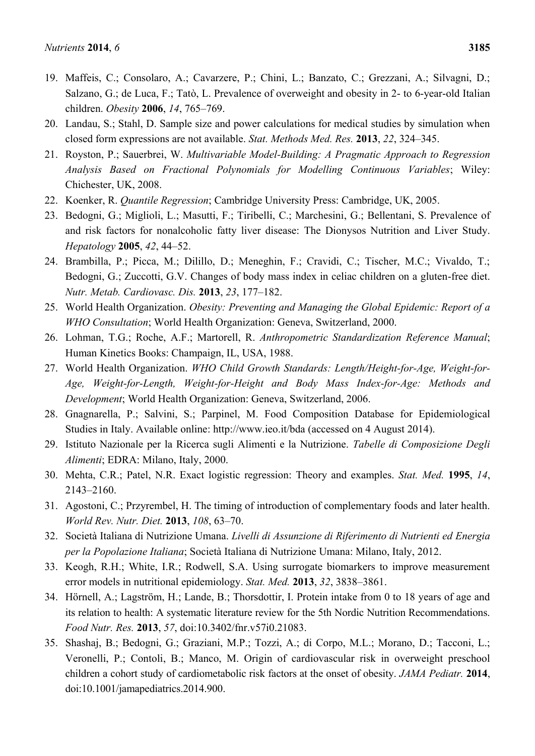19. Maffeis, C.; Consolaro, A.; Cavarzere, P.; Chini, L.; Banzato, C.; Grezzani, A.; Silvagni, D.; Salzano, G.; de Luca, F.; Tatò, L. Prevalence of overweight and obesity in 2- to 6-year-old Italian children. *Obesity* **2006**, *14*, 765–769.
20. Landau, S.; Stahl, D. Sample size and power calculations for medical studies by simulation when closed form expressions are not available. *Stat. Methods Med. Res.* **2013**, *22*, 324–345.
21. Royston, P.; Sauerbrei, W. *Multivariable Model-Building: A Pragmatic Approach to Regression Analysis Based on Fractional Polynomials for Modelling Continuous Variables*; Wiley: Chichester, UK, 2008.
22. Koenker, R. *Quantile Regression*; Cambridge University Press: Cambridge, UK, 2005.
23. Bedogni, G.; Miglioli, L.; Masutti, F.; Tiribelli, C.; Marchesini, G.; Bellentani, S. Prevalence of and risk factors for nonalcoholic fatty liver disease: The Dionysos Nutrition and Liver Study. *Hepatology* **2005**, *42*, 44–52.
24. Brambilla, P.; Picca, M.; Dilillo, D.; Meneghin, F.; Cravidi, C.; Tischer, M.C.; Vivaldo, T.; Bedogni, G.; Zuccotti, G.V. Changes of body mass index in celiac children on a gluten-free diet. *Nutr. Metab. Cardiovasc. Dis.* **2013**, *23*, 177–182.
25. World Health Organization. *Obesity: Preventing and Managing the Global Epidemic: Report of a WHO Consultation*; World Health Organization: Geneva, Switzerland, 2000.
26. Lohman, T.G.; Roche, A.F.; Martorell, R. *Anthropometric Standardization Reference Manual*; Human Kinetics Books: Champaign, IL, USA, 1988.
27. World Health Organization. *WHO Child Growth Standards: Length/Height-for-Age, Weight-for-Age, Weight-for-Length, Weight-for-Height and Body Mass Index-for-Age: Methods and Development*; World Health Organization: Geneva, Switzerland, 2006.
28. Gnagnarella, P.; Salvini, S.; Parpinel, M. Food Composition Database for Epidemiological Studies in Italy. Available online: http://www.ieo.it/bda (accessed on 4 August 2014).
29. Istituto Nazionale per la Ricerca sugli Alimenti e la Nutrizione. *Tabelle di Composizione Degli Alimenti*; EDRA: Milano, Italy, 2000.
30. Mehta, C.R.; Patel, N.R. Exact logistic regression: Theory and examples. *Stat. Med.* **1995**, *14*, 2143–2160.
31. Agostoni, C.; Przyrembel, H. The timing of introduction of complementary foods and later health. *World Rev. Nutr. Diet.* **2013**, *108*, 63–70.
32. Società Italiana di Nutrizione Umana. *Livelli di Assunzione di Riferimento di Nutrienti ed Energia per la Popolazione Italiana*; Società Italiana di Nutrizione Umana: Milano, Italy, 2012.
33. Keogh, R.H.; White, I.R.; Rodwell, S.A. Using surrogate biomarkers to improve measurement error models in nutritional epidemiology. *Stat. Med.* **2013**, *32*, 3838–3861.
34. Hörnell, A.; Lagström, H.; Lande, B.; Thorsdottir, I. Protein intake from 0 to 18 years of age and its relation to health: A systematic literature review for the 5th Nordic Nutrition Recommendations. *Food Nutr. Res.* **2013**, *57*, doi:10.3402/fnr.v57i0.21083.
35. Shashaj, B.; Bedogni, G.; Graziani, M.P.; Tozzi, A.; di Corpo, M.L.; Morano, D.; Tacconi, L.; Veronelli, P.; Contoli, B.; Manco, M. Origin of cardiovascular risk in overweight preschool children a cohort study of cardiometabolic risk factors at the onset of obesity. *JAMA Pediatr.* **2014**, doi:10.1001/jamapediatrics.2014.900.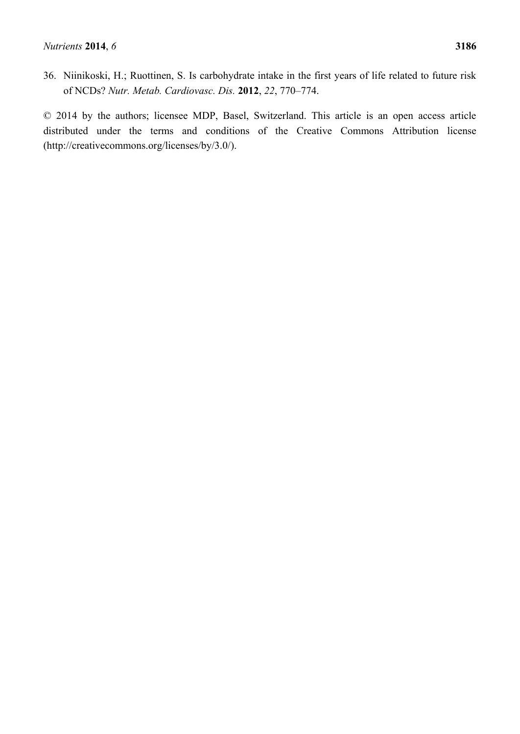36. Niinikoski, H.; Ruottinen, S. Is carbohydrate intake in the first years of life related to future risk of NCDs? *Nutr. Metab. Cardiovasc. Dis.* **2012**, *22*, 770–774.

© 2014 by the authors; licensee MDP, Basel, Switzerland. This article is an open access article distributed under the terms and conditions of the Creative Commons Attribution license (http://creativecommons.org/licenses/by/3.0/).